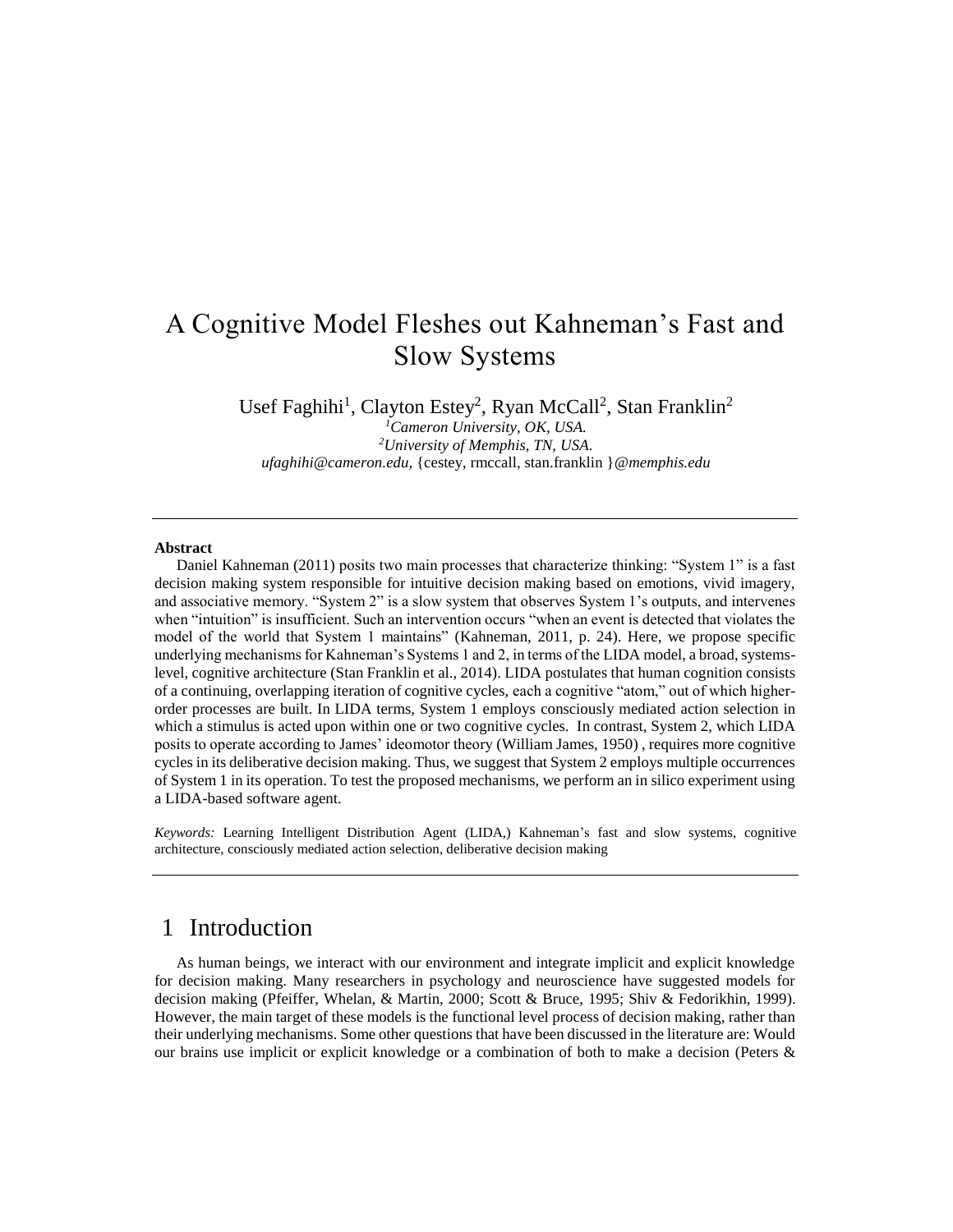# A Cognitive Model Fleshes out Kahneman's Fast and Slow Systems

Usef Faghihi[1], Clayton Estey[2], Ryan McCall[2], Stan Franklin[2]

[1]*Cameron University, OK, USA.*
[2]*University of Memphis, TN, USA.*
*ufaghihi@cameron.edu,* {cestey, rmccall, stan.franklin }*@memphis.edu*

---

**Abstract**

Daniel Kahneman (2011) posits two main processes that characterize thinking: "System 1" is a fast decision making system responsible for intuitive decision making based on emotions, vivid imagery, and associative memory. "System 2" is a slow system that observes System 1's outputs, and intervenes when "intuition" is insufficient. Such an intervention occurs "when an event is detected that violates the model of the world that System 1 maintains" (Kahneman, 2011, p. 24). Here, we propose specific underlying mechanisms for Kahneman's Systems 1 and 2, in terms of the LIDA model, a broad, systems-level, cognitive architecture (Stan Franklin et al., 2014). LIDA postulates that human cognition consists of a continuing, overlapping iteration of cognitive cycles, each a cognitive "atom," out of which higher-order processes are built. In LIDA terms, System 1 employs consciously mediated action selection in which a stimulus is acted upon within one or two cognitive cycles. In contrast, System 2, which LIDA posits to operate according to James' ideomotor theory (William James, 1950) , requires more cognitive cycles in its deliberative decision making. Thus, we suggest that System 2 employs multiple occurrences of System 1 in its operation. To test the proposed mechanisms, we perform an in silico experiment using a LIDA-based software agent.

*Keywords:* Learning Intelligent Distribution Agent (LIDA,) Kahneman's fast and slow systems, cognitive architecture, consciously mediated action selection, deliberative decision making

---

## 1 Introduction

As human beings, we interact with our environment and integrate implicit and explicit knowledge for decision making. Many researchers in psychology and neuroscience have suggested models for decision making (Pfeiffer, Whelan, & Martin, 2000; Scott & Bruce, 1995; Shiv & Fedorikhin, 1999). However, the main target of these models is the functional level process of decision making, rather than their underlying mechanisms. Some other questions that have been discussed in the literature are: Would our brains use implicit or explicit knowledge or a combination of both to make a decision (Peters &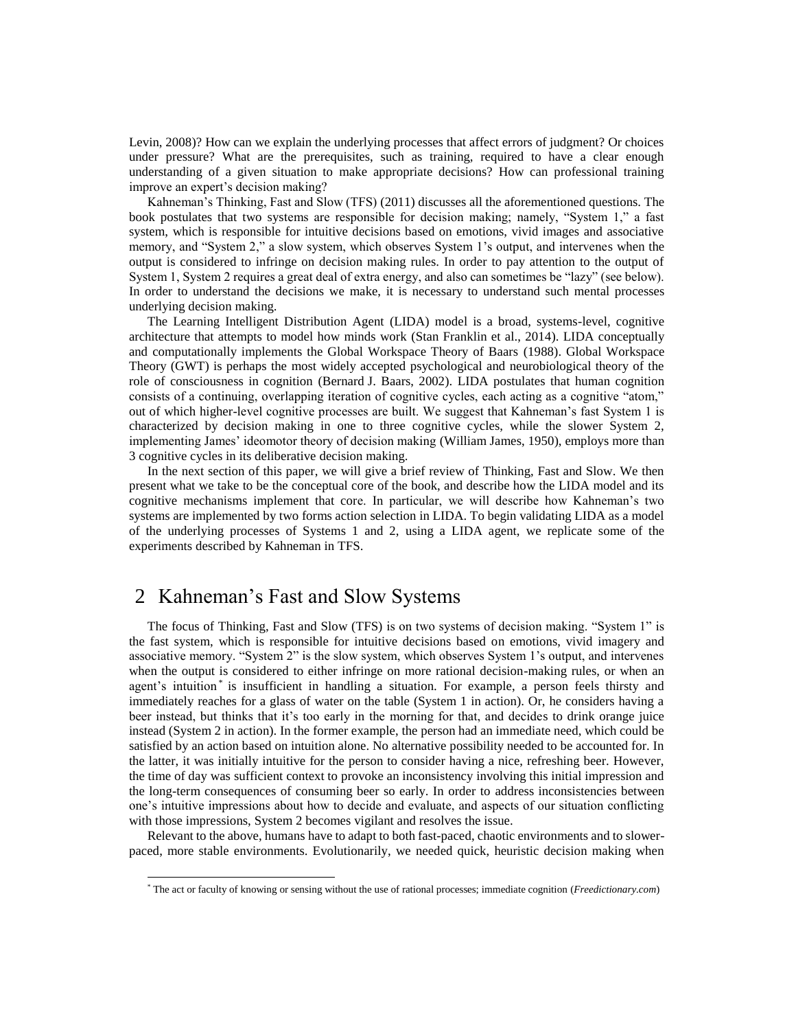Levin, 2008)? How can we explain the underlying processes that affect errors of judgment? Or choices under pressure? What are the prerequisites, such as training, required to have a clear enough understanding of a given situation to make appropriate decisions? How can professional training improve an expert's decision making?

Kahneman's Thinking, Fast and Slow (TFS) (2011) discusses all the aforementioned questions. The book postulates that two systems are responsible for decision making; namely, "System 1," a fast system, which is responsible for intuitive decisions based on emotions, vivid images and associative memory, and "System 2," a slow system, which observes System 1's output, and intervenes when the output is considered to infringe on decision making rules. In order to pay attention to the output of System 1, System 2 requires a great deal of extra energy, and also can sometimes be "lazy" (see below). In order to understand the decisions we make, it is necessary to understand such mental processes underlying decision making.

The Learning Intelligent Distribution Agent (LIDA) model is a broad, systems-level, cognitive architecture that attempts to model how minds work (Stan Franklin et al., 2014). LIDA conceptually and computationally implements the Global Workspace Theory of Baars (1988). Global Workspace Theory (GWT) is perhaps the most widely accepted psychological and neurobiological theory of the role of consciousness in cognition (Bernard J. Baars, 2002). LIDA postulates that human cognition consists of a continuing, overlapping iteration of cognitive cycles, each acting as a cognitive "atom," out of which higher-level cognitive processes are built. We suggest that Kahneman's fast System 1 is characterized by decision making in one to three cognitive cycles, while the slower System 2, implementing James' ideomotor theory of decision making (William James, 1950), employs more than 3 cognitive cycles in its deliberative decision making.

In the next section of this paper, we will give a brief review of Thinking, Fast and Slow. We then present what we take to be the conceptual core of the book, and describe how the LIDA model and its cognitive mechanisms implement that core. In particular, we will describe how Kahneman's two systems are implemented by two forms action selection in LIDA. To begin validating LIDA as a model of the underlying processes of Systems 1 and 2, using a LIDA agent, we replicate some of the experiments described by Kahneman in TFS.

## 2 Kahneman's Fast and Slow Systems

The focus of Thinking, Fast and Slow (TFS) is on two systems of decision making. "System 1" is the fast system, which is responsible for intuitive decisions based on emotions, vivid imagery and associative memory. "System 2" is the slow system, which observes System 1's output, and intervenes when the output is considered to either infringe on more rational decision-making rules, or when an agent's intuition* is insufficient in handling a situation. For example, a person feels thirsty and immediately reaches for a glass of water on the table (System 1 in action). Or, he considers having a beer instead, but thinks that it's too early in the morning for that, and decides to drink orange juice instead (System 2 in action). In the former example, the person had an immediate need, which could be satisfied by an action based on intuition alone. No alternative possibility needed to be accounted for. In the latter, it was initially intuitive for the person to consider having a nice, refreshing beer. However, the time of day was sufficient context to provoke an inconsistency involving this initial impression and the long-term consequences of consuming beer so early. In order to address inconsistencies between one's intuitive impressions about how to decide and evaluate, and aspects of our situation conflicting with those impressions, System 2 becomes vigilant and resolves the issue.

Relevant to the above, humans have to adapt to both fast-paced, chaotic environments and to slower-paced, more stable environments. Evolutionarily, we needed quick, heuristic decision making when

* The act or faculty of knowing or sensing without the use of rational processes; immediate cognition (*Freedictionary.com*)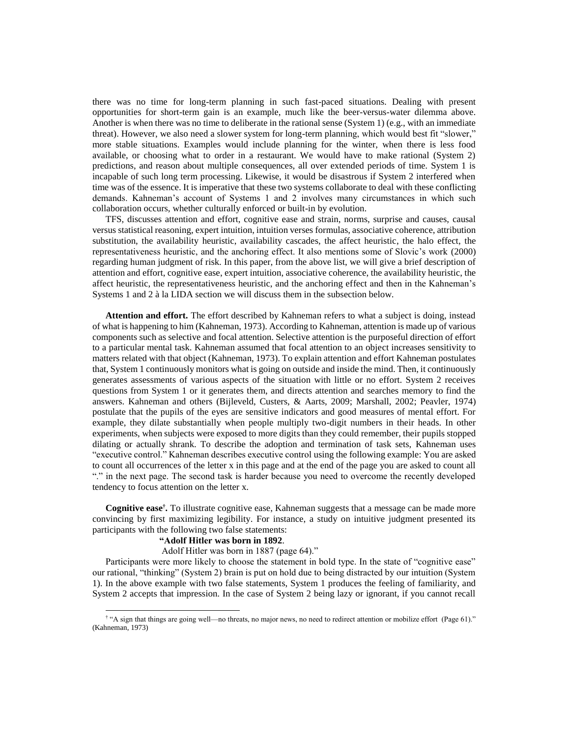there was no time for long-term planning in such fast-paced situations. Dealing with present opportunities for short-term gain is an example, much like the beer-versus-water dilemma above. Another is when there was no time to deliberate in the rational sense (System 1) (e.g., with an immediate threat). However, we also need a slower system for long-term planning, which would best fit "slower," more stable situations. Examples would include planning for the winter, when there is less food available, or choosing what to order in a restaurant. We would have to make rational (System 2) predictions, and reason about multiple consequences, all over extended periods of time. System 1 is incapable of such long term processing. Likewise, it would be disastrous if System 2 interfered when time was of the essence. It is imperative that these two systems collaborate to deal with these conflicting demands. Kahneman's account of Systems 1 and 2 involves many circumstances in which such collaboration occurs, whether culturally enforced or built-in by evolution.

TFS, discusses attention and effort, cognitive ease and strain, norms, surprise and causes, causal versus statistical reasoning, expert intuition, intuition verses formulas, associative coherence, attribution substitution, the availability heuristic, availability cascades, the affect heuristic, the halo effect, the representativeness heuristic, and the anchoring effect. It also mentions some of Slovic's work (2000) regarding human judgment of risk. In this paper, from the above list, we will give a brief description of attention and effort, cognitive ease, expert intuition, associative coherence, the availability heuristic, the affect heuristic, the representativeness heuristic, and the anchoring effect and then in the Kahneman's Systems 1 and 2 à la LIDA section we will discuss them in the subsection below.

**Attention and effort.** The effort described by Kahneman refers to what a subject is doing, instead of what is happening to him (Kahneman, 1973). According to Kahneman, attention is made up of various components such as selective and focal attention. Selective attention is the purposeful direction of effort to a particular mental task. Kahneman assumed that focal attention to an object increases sensitivity to matters related with that object (Kahneman, 1973). To explain attention and effort Kahneman postulates that, System 1 continuously monitors what is going on outside and inside the mind. Then, it continuously generates assessments of various aspects of the situation with little or no effort. System 2 receives questions from System 1 or it generates them, and directs attention and searches memory to find the answers. Kahneman and others (Bijleveld, Custers, & Aarts, 2009; Marshall, 2002; Peavler, 1974) postulate that the pupils of the eyes are sensitive indicators and good measures of mental effort. For example, they dilate substantially when people multiply two-digit numbers in their heads. In other experiments, when subjects were exposed to more digits than they could remember, their pupils stopped dilating or actually shrank. To describe the adoption and termination of task sets, Kahneman uses "executive control." Kahneman describes executive control using the following example: You are asked to count all occurrences of the letter x in this page and at the end of the page you are asked to count all "." in the next page. The second task is harder because you need to overcome the recently developed tendency to focus attention on the letter x.

**Cognitive ease[†].** To illustrate cognitive ease, Kahneman suggests that a message can be made more convincing by first maximizing legibility. For instance, a study on intuitive judgment presented its participants with the following two false statements:

> **"Adolf Hitler was born in 1892**.
>
> Adolf Hitler was born in 1887 (page 64)."

Participants were more likely to choose the statement in bold type. In the state of "cognitive ease" our rational, "thinking" (System 2) brain is put on hold due to being distracted by our intuition (System 1). In the above example with two false statements, System 1 produces the feeling of familiarity, and System 2 accepts that impression. In the case of System 2 being lazy or ignorant, if you cannot recall

[†] "A sign that things are going well—no threats, no major news, no need to redirect attention or mobilize effort (Page 61)." (Kahneman, 1973)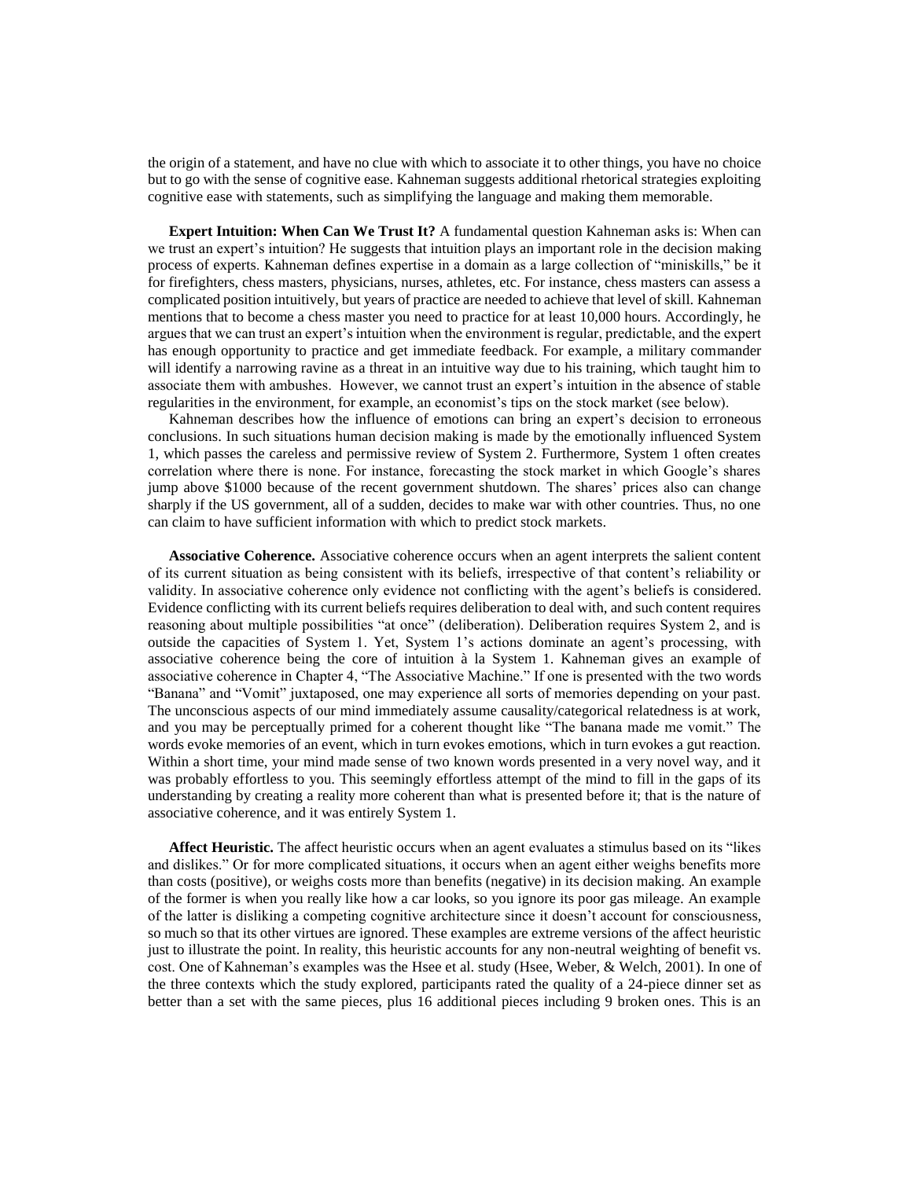the origin of a statement, and have no clue with which to associate it to other things, you have no choice but to go with the sense of cognitive ease. Kahneman suggests additional rhetorical strategies exploiting cognitive ease with statements, such as simplifying the language and making them memorable.

**Expert Intuition: When Can We Trust It?** A fundamental question Kahneman asks is: When can we trust an expert's intuition? He suggests that intuition plays an important role in the decision making process of experts. Kahneman defines expertise in a domain as a large collection of "miniskills," be it for firefighters, chess masters, physicians, nurses, athletes, etc. For instance, chess masters can assess a complicated position intuitively, but years of practice are needed to achieve that level of skill. Kahneman mentions that to become a chess master you need to practice for at least 10,000 hours. Accordingly, he argues that we can trust an expert's intuition when the environment is regular, predictable, and the expert has enough opportunity to practice and get immediate feedback. For example, a military commander will identify a narrowing ravine as a threat in an intuitive way due to his training, which taught him to associate them with ambushes. However, we cannot trust an expert's intuition in the absence of stable regularities in the environment, for example, an economist's tips on the stock market (see below).

Kahneman describes how the influence of emotions can bring an expert's decision to erroneous conclusions. In such situations human decision making is made by the emotionally influenced System 1, which passes the careless and permissive review of System 2. Furthermore, System 1 often creates correlation where there is none. For instance, forecasting the stock market in which Google's shares jump above $1000 because of the recent government shutdown. The shares' prices also can change sharply if the US government, all of a sudden, decides to make war with other countries. Thus, no one can claim to have sufficient information with which to predict stock markets.

**Associative Coherence.** Associative coherence occurs when an agent interprets the salient content of its current situation as being consistent with its beliefs, irrespective of that content's reliability or validity. In associative coherence only evidence not conflicting with the agent's beliefs is considered. Evidence conflicting with its current beliefs requires deliberation to deal with, and such content requires reasoning about multiple possibilities "at once" (deliberation). Deliberation requires System 2, and is outside the capacities of System 1. Yet, System 1's actions dominate an agent's processing, with associative coherence being the core of intuition à la System 1. Kahneman gives an example of associative coherence in Chapter 4, "The Associative Machine." If one is presented with the two words "Banana" and "Vomit" juxtaposed, one may experience all sorts of memories depending on your past. The unconscious aspects of our mind immediately assume causality/categorical relatedness is at work, and you may be perceptually primed for a coherent thought like "The banana made me vomit." The words evoke memories of an event, which in turn evokes emotions, which in turn evokes a gut reaction. Within a short time, your mind made sense of two known words presented in a very novel way, and it was probably effortless to you. This seemingly effortless attempt of the mind to fill in the gaps of its understanding by creating a reality more coherent than what is presented before it; that is the nature of associative coherence, and it was entirely System 1.

**Affect Heuristic.** The affect heuristic occurs when an agent evaluates a stimulus based on its "likes and dislikes." Or for more complicated situations, it occurs when an agent either weighs benefits more than costs (positive), or weighs costs more than benefits (negative) in its decision making. An example of the former is when you really like how a car looks, so you ignore its poor gas mileage. An example of the latter is disliking a competing cognitive architecture since it doesn't account for consciousness, so much so that its other virtues are ignored. These examples are extreme versions of the affect heuristic just to illustrate the point. In reality, this heuristic accounts for any non-neutral weighting of benefit vs. cost. One of Kahneman's examples was the Hsee et al. study (Hsee, Weber, & Welch, 2001). In one of the three contexts which the study explored, participants rated the quality of a 24-piece dinner set as better than a set with the same pieces, plus 16 additional pieces including 9 broken ones. This is an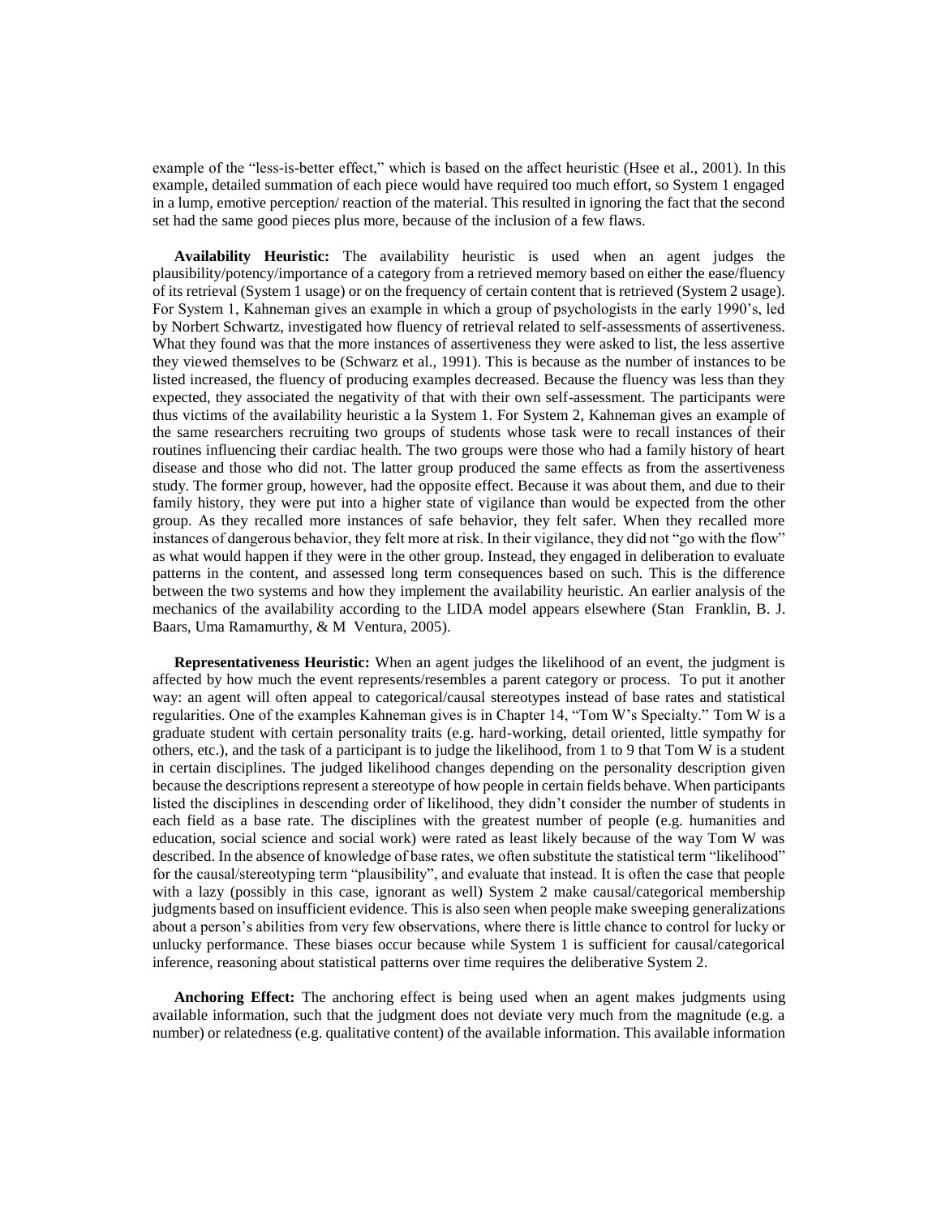example of the "less-is-better effect," which is based on the affect heuristic (Hsee et al., 2001). In this example, detailed summation of each piece would have required too much effort, so System 1 engaged in a lump, emotive perception/ reaction of the material. This resulted in ignoring the fact that the second set had the same good pieces plus more, because of the inclusion of a few flaws.

**Availability Heuristic:** The availability heuristic is used when an agent judges the plausibility/potency/importance of a category from a retrieved memory based on either the ease/fluency of its retrieval (System 1 usage) or on the frequency of certain content that is retrieved (System 2 usage). For System 1, Kahneman gives an example in which a group of psychologists in the early 1990's, led by Norbert Schwartz, investigated how fluency of retrieval related to self-assessments of assertiveness. What they found was that the more instances of assertiveness they were asked to list, the less assertive they viewed themselves to be (Schwarz et al., 1991). This is because as the number of instances to be listed increased, the fluency of producing examples decreased. Because the fluency was less than they expected, they associated the negativity of that with their own self-assessment. The participants were thus victims of the availability heuristic a la System 1. For System 2, Kahneman gives an example of the same researchers recruiting two groups of students whose task were to recall instances of their routines influencing their cardiac health. The two groups were those who had a family history of heart disease and those who did not. The latter group produced the same effects as from the assertiveness study. The former group, however, had the opposite effect. Because it was about them, and due to their family history, they were put into a higher state of vigilance than would be expected from the other group. As they recalled more instances of safe behavior, they felt safer. When they recalled more instances of dangerous behavior, they felt more at risk. In their vigilance, they did not "go with the flow" as what would happen if they were in the other group. Instead, they engaged in deliberation to evaluate patterns in the content, and assessed long term consequences based on such. This is the difference between the two systems and how they implement the availability heuristic. An earlier analysis of the mechanics of the availability according to the LIDA model appears elsewhere (Stan Franklin, B. J. Baars, Uma Ramamurthy, & M Ventura, 2005).

**Representativeness Heuristic:** When an agent judges the likelihood of an event, the judgment is affected by how much the event represents/resembles a parent category or process. To put it another way: an agent will often appeal to categorical/causal stereotypes instead of base rates and statistical regularities. One of the examples Kahneman gives is in Chapter 14, "Tom W's Specialty." Tom W is a graduate student with certain personality traits (e.g. hard-working, detail oriented, little sympathy for others, etc.), and the task of a participant is to judge the likelihood, from 1 to 9 that Tom W is a student in certain disciplines. The judged likelihood changes depending on the personality description given because the descriptions represent a stereotype of how people in certain fields behave. When participants listed the disciplines in descending order of likelihood, they didn't consider the number of students in each field as a base rate. The disciplines with the greatest number of people (e.g. humanities and education, social science and social work) were rated as least likely because of the way Tom W was described. In the absence of knowledge of base rates, we often substitute the statistical term "likelihood" for the causal/stereotyping term "plausibility", and evaluate that instead. It is often the case that people with a lazy (possibly in this case, ignorant as well) System 2 make causal/categorical membership judgments based on insufficient evidence. This is also seen when people make sweeping generalizations about a person's abilities from very few observations, where there is little chance to control for lucky or unlucky performance. These biases occur because while System 1 is sufficient for causal/categorical inference, reasoning about statistical patterns over time requires the deliberative System 2.

**Anchoring Effect:** The anchoring effect is being used when an agent makes judgments using available information, such that the judgment does not deviate very much from the magnitude (e.g. a number) or relatedness (e.g. qualitative content) of the available information. This available information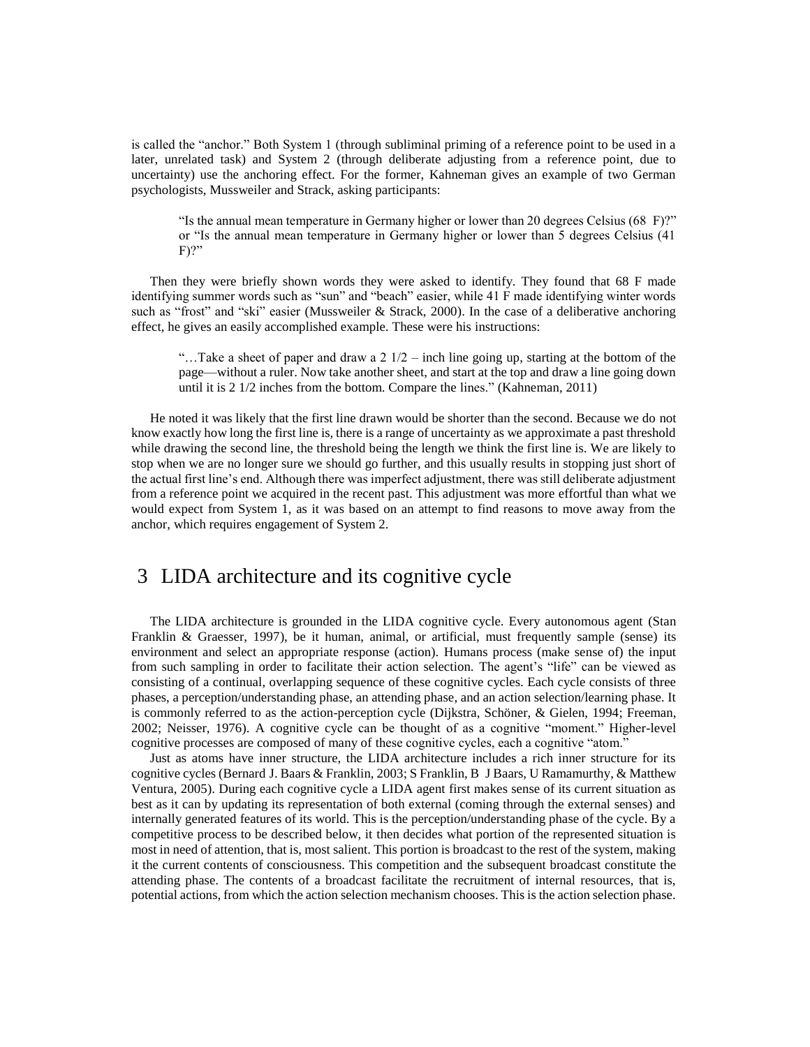is called the "anchor." Both System 1 (through subliminal priming of a reference point to be used in a later, unrelated task) and System 2 (through deliberate adjusting from a reference point, due to uncertainty) use the anchoring effect. For the former, Kahneman gives an example of two German psychologists, Mussweiler and Strack, asking participants:

> "Is the annual mean temperature in Germany higher or lower than 20 degrees Celsius (68 F)?" or "Is the annual mean temperature in Germany higher or lower than 5 degrees Celsius (41 F)?"

Then they were briefly shown words they were asked to identify. They found that 68 F made identifying summer words such as "sun" and "beach" easier, while 41 F made identifying winter words such as "frost" and "ski" easier (Mussweiler & Strack, 2000). In the case of a deliberative anchoring effect, he gives an easily accomplished example. These were his instructions:

> "…Take a sheet of paper and draw a 2 1/2 – inch line going up, starting at the bottom of the page—without a ruler. Now take another sheet, and start at the top and draw a line going down until it is 2 1/2 inches from the bottom. Compare the lines." (Kahneman, 2011)

He noted it was likely that the first line drawn would be shorter than the second. Because we do not know exactly how long the first line is, there is a range of uncertainty as we approximate a past threshold while drawing the second line, the threshold being the length we think the first line is. We are likely to stop when we are no longer sure we should go further, and this usually results in stopping just short of the actual first line's end. Although there was imperfect adjustment, there was still deliberate adjustment from a reference point we acquired in the recent past. This adjustment was more effortful than what we would expect from System 1, as it was based on an attempt to find reasons to move away from the anchor, which requires engagement of System 2.

# 3 LIDA architecture and its cognitive cycle

The LIDA architecture is grounded in the LIDA cognitive cycle. Every autonomous agent (Stan Franklin & Graesser, 1997), be it human, animal, or artificial, must frequently sample (sense) its environment and select an appropriate response (action). Humans process (make sense of) the input from such sampling in order to facilitate their action selection. The agent's "life" can be viewed as consisting of a continual, overlapping sequence of these cognitive cycles. Each cycle consists of three phases, a perception/understanding phase, an attending phase, and an action selection/learning phase. It is commonly referred to as the action-perception cycle (Dijkstra, Schöner, & Gielen, 1994; Freeman, 2002; Neisser, 1976). A cognitive cycle can be thought of as a cognitive "moment." Higher-level cognitive processes are composed of many of these cognitive cycles, each a cognitive "atom."

Just as atoms have inner structure, the LIDA architecture includes a rich inner structure for its cognitive cycles (Bernard J. Baars & Franklin, 2003; S Franklin, B J Baars, U Ramamurthy, & Matthew Ventura, 2005). During each cognitive cycle a LIDA agent first makes sense of its current situation as best as it can by updating its representation of both external (coming through the external senses) and internally generated features of its world. This is the perception/understanding phase of the cycle. By a competitive process to be described below, it then decides what portion of the represented situation is most in need of attention, that is, most salient. This portion is broadcast to the rest of the system, making it the current contents of consciousness. This competition and the subsequent broadcast constitute the attending phase. The contents of a broadcast facilitate the recruitment of internal resources, that is, potential actions, from which the action selection mechanism chooses. This is the action selection phase.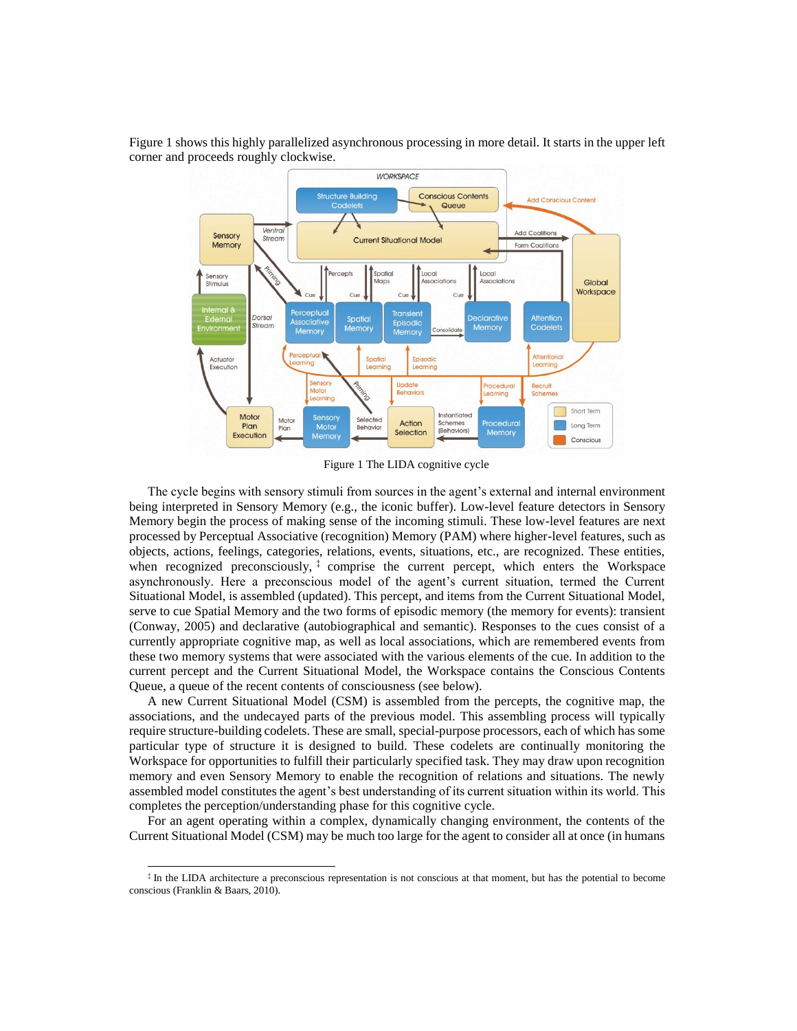Figure 1 shows this highly parallelized asynchronous processing in more detail. It starts in the upper left corner and proceeds roughly clockwise.

Figure 1 The LIDA cognitive cycle

The cycle begins with sensory stimuli from sources in the agent's external and internal environment being interpreted in Sensory Memory (e.g., the iconic buffer). Low-level feature detectors in Sensory Memory begin the process of making sense of the incoming stimuli. These low-level features are next processed by Perceptual Associative (recognition) Memory (PAM) where higher-level features, such as objects, actions, feelings, categories, relations, events, situations, etc., are recognized. These entities, when recognized preconsciously, ‡ comprise the current percept, which enters the Workspace asynchronously. Here a preconscious model of the agent's current situation, termed the Current Situational Model, is assembled (updated). This percept, and items from the Current Situational Model, serve to cue Spatial Memory and the two forms of episodic memory (the memory for events): transient (Conway, 2005) and declarative (autobiographical and semantic). Responses to the cues consist of a currently appropriate cognitive map, as well as local associations, which are remembered events from these two memory systems that were associated with the various elements of the cue. In addition to the current percept and the Current Situational Model, the Workspace contains the Conscious Contents Queue, a queue of the recent contents of consciousness (see below).

A new Current Situational Model (CSM) is assembled from the percepts, the cognitive map, the associations, and the undecayed parts of the previous model. This assembling process will typically require structure-building codelets. These are small, special-purpose processors, each of which has some particular type of structure it is designed to build. These codelets are continually monitoring the Workspace for opportunities to fulfill their particularly specified task. They may draw upon recognition memory and even Sensory Memory to enable the recognition of relations and situations. The newly assembled model constitutes the agent's best understanding of its current situation within its world. This completes the perception/understanding phase for this cognitive cycle.

For an agent operating within a complex, dynamically changing environment, the contents of the Current Situational Model (CSM) may be much too large for the agent to consider all at once (in humans

‡ In the LIDA architecture a preconscious representation is not conscious at that moment, but has the potential to become conscious (Franklin & Baars, 2010).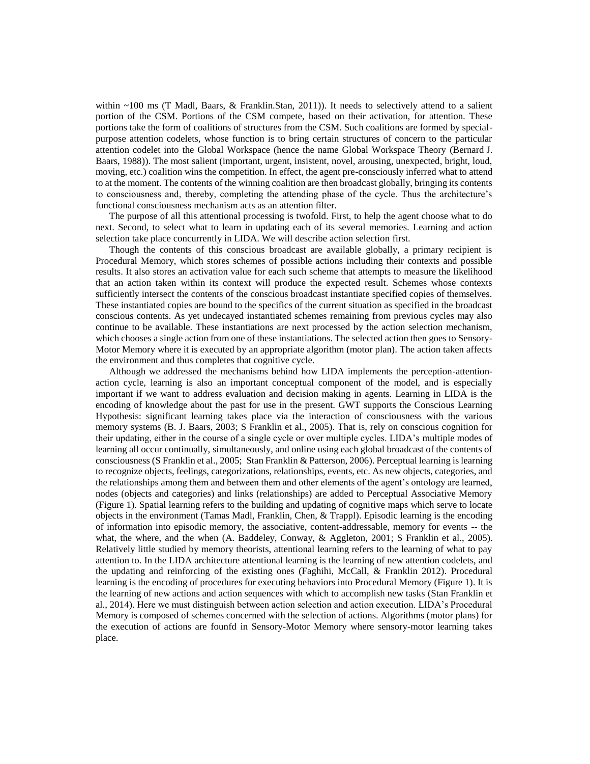within ~100 ms (T Madl, Baars, & Franklin.Stan, 2011)). It needs to selectively attend to a salient portion of the CSM. Portions of the CSM compete, based on their activation, for attention. These portions take the form of coalitions of structures from the CSM. Such coalitions are formed by special-purpose attention codelets, whose function is to bring certain structures of concern to the particular attention codelet into the Global Workspace (hence the name Global Workspace Theory (Bernard J. Baars, 1988)). The most salient (important, urgent, insistent, novel, arousing, unexpected, bright, loud, moving, etc.) coalition wins the competition. In effect, the agent pre-consciously inferred what to attend to at the moment. The contents of the winning coalition are then broadcast globally, bringing its contents to consciousness and, thereby, completing the attending phase of the cycle. Thus the architecture's functional consciousness mechanism acts as an attention filter.

The purpose of all this attentional processing is twofold. First, to help the agent choose what to do next. Second, to select what to learn in updating each of its several memories. Learning and action selection take place concurrently in LIDA. We will describe action selection first.

Though the contents of this conscious broadcast are available globally, a primary recipient is Procedural Memory, which stores schemes of possible actions including their contexts and possible results. It also stores an activation value for each such scheme that attempts to measure the likelihood that an action taken within its context will produce the expected result. Schemes whose contexts sufficiently intersect the contents of the conscious broadcast instantiate specified copies of themselves. These instantiated copies are bound to the specifics of the current situation as specified in the broadcast conscious contents. As yet undecayed instantiated schemes remaining from previous cycles may also continue to be available. These instantiations are next processed by the action selection mechanism, which chooses a single action from one of these instantiations. The selected action then goes to Sensory-Motor Memory where it is executed by an appropriate algorithm (motor plan). The action taken affects the environment and thus completes that cognitive cycle.

Although we addressed the mechanisms behind how LIDA implements the perception-attention-action cycle, learning is also an important conceptual component of the model, and is especially important if we want to address evaluation and decision making in agents. Learning in LIDA is the encoding of knowledge about the past for use in the present. GWT supports the Conscious Learning Hypothesis: significant learning takes place via the interaction of consciousness with the various memory systems (B. J. Baars, 2003; S Franklin et al., 2005). That is, rely on conscious cognition for their updating, either in the course of a single cycle or over multiple cycles. LIDA's multiple modes of learning all occur continually, simultaneously, and online using each global broadcast of the contents of consciousness (S Franklin et al., 2005; Stan Franklin & Patterson, 2006). Perceptual learning is learning to recognize objects, feelings, categorizations, relationships, events, etc. As new objects, categories, and the relationships among them and between them and other elements of the agent's ontology are learned, nodes (objects and categories) and links (relationships) are added to Perceptual Associative Memory (Figure 1). Spatial learning refers to the building and updating of cognitive maps which serve to locate objects in the environment (Tamas Madl, Franklin, Chen, & Trappl). Episodic learning is the encoding of information into episodic memory, the associative, content-addressable, memory for events -- the what, the where, and the when (A. Baddeley, Conway, & Aggleton, 2001; S Franklin et al., 2005). Relatively little studied by memory theorists, attentional learning refers to the learning of what to pay attention to. In the LIDA architecture attentional learning is the learning of new attention codelets, and the updating and reinforcing of the existing ones (Faghihi, McCall, & Franklin 2012). Procedural learning is the encoding of procedures for executing behaviors into Procedural Memory (Figure 1). It is the learning of new actions and action sequences with which to accomplish new tasks (Stan Franklin et al., 2014). Here we must distinguish between action selection and action execution. LIDA's Procedural Memory is composed of schemes concerned with the selection of actions. Algorithms (motor plans) for the execution of actions are foundf in Sensory-Motor Memory where sensory-motor learning takes place.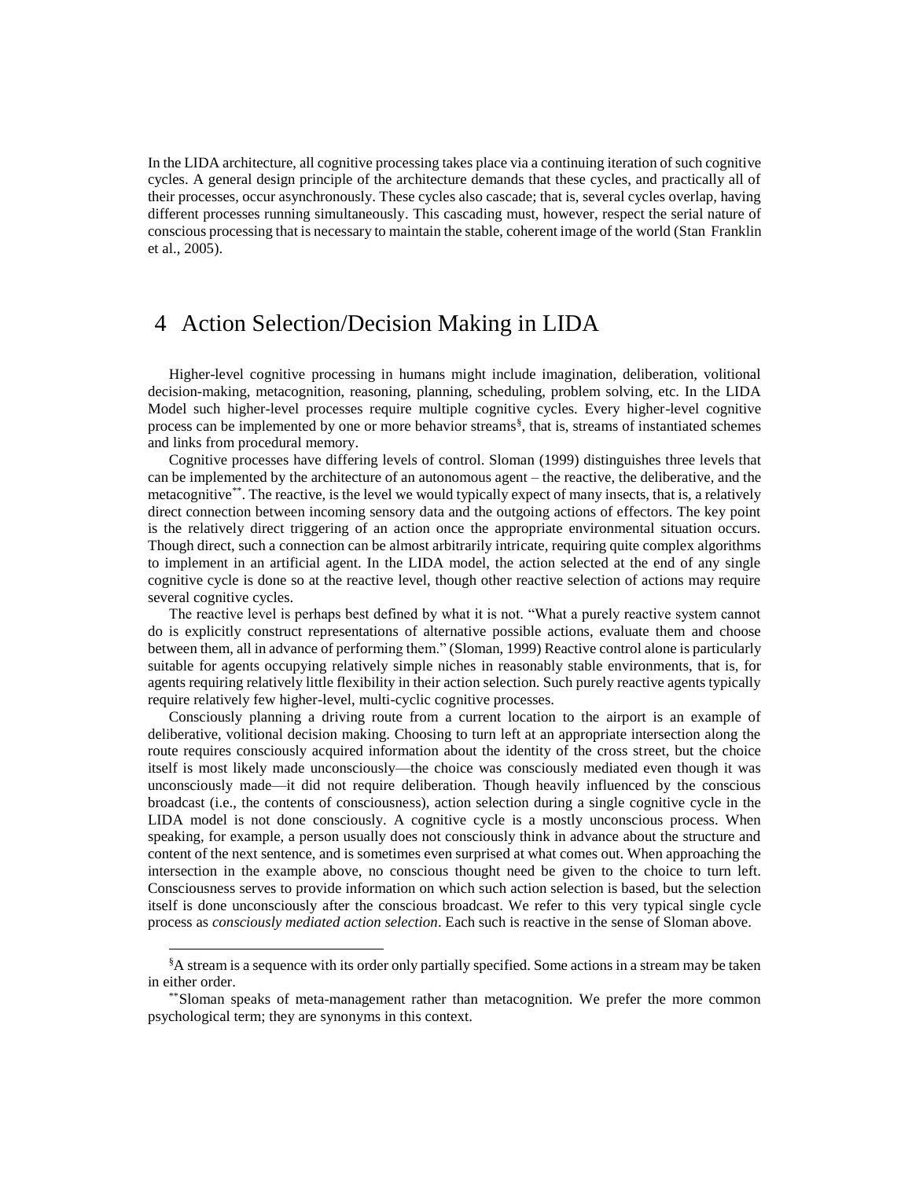In the LIDA architecture, all cognitive processing takes place via a continuing iteration of such cognitive cycles. A general design principle of the architecture demands that these cycles, and practically all of their processes, occur asynchronously. These cycles also cascade; that is, several cycles overlap, having different processes running simultaneously. This cascading must, however, respect the serial nature of conscious processing that is necessary to maintain the stable, coherent image of the world (Stan Franklin et al., 2005).

# 4 Action Selection/Decision Making in LIDA

Higher-level cognitive processing in humans might include imagination, deliberation, volitional decision-making, metacognition, reasoning, planning, scheduling, problem solving, etc. In the LIDA Model such higher-level processes require multiple cognitive cycles. Every higher-level cognitive process can be implemented by one or more behavior streams[§], that is, streams of instantiated schemes and links from procedural memory.

Cognitive processes have differing levels of control. Sloman (1999) distinguishes three levels that can be implemented by the architecture of an autonomous agent – the reactive, the deliberative, and the metacognitive[**]. The reactive, is the level we would typically expect of many insects, that is, a relatively direct connection between incoming sensory data and the outgoing actions of effectors. The key point is the relatively direct triggering of an action once the appropriate environmental situation occurs. Though direct, such a connection can be almost arbitrarily intricate, requiring quite complex algorithms to implement in an artificial agent. In the LIDA model, the action selected at the end of any single cognitive cycle is done so at the reactive level, though other reactive selection of actions may require several cognitive cycles.

The reactive level is perhaps best defined by what it is not. "What a purely reactive system cannot do is explicitly construct representations of alternative possible actions, evaluate them and choose between them, all in advance of performing them." (Sloman, 1999) Reactive control alone is particularly suitable for agents occupying relatively simple niches in reasonably stable environments, that is, for agents requiring relatively little flexibility in their action selection. Such purely reactive agents typically require relatively few higher-level, multi-cyclic cognitive processes.

Consciously planning a driving route from a current location to the airport is an example of deliberative, volitional decision making. Choosing to turn left at an appropriate intersection along the route requires consciously acquired information about the identity of the cross street, but the choice itself is most likely made unconsciously—the choice was consciously mediated even though it was unconsciously made—it did not require deliberation. Though heavily influenced by the conscious broadcast (i.e., the contents of consciousness), action selection during a single cognitive cycle in the LIDA model is not done consciously. A cognitive cycle is a mostly unconscious process. When speaking, for example, a person usually does not consciously think in advance about the structure and content of the next sentence, and is sometimes even surprised at what comes out. When approaching the intersection in the example above, no conscious thought need be given to the choice to turn left. Consciousness serves to provide information on which such action selection is based, but the selection itself is done unconsciously after the conscious broadcast. We refer to this very typical single cycle process as *consciously mediated action selection*. Each such is reactive in the sense of Sloman above.

---

[§] A stream is a sequence with its order only partially specified. Some actions in a stream may be taken in either order.

[**] Sloman speaks of meta-management rather than metacognition. We prefer the more common psychological term; they are synonyms in this context.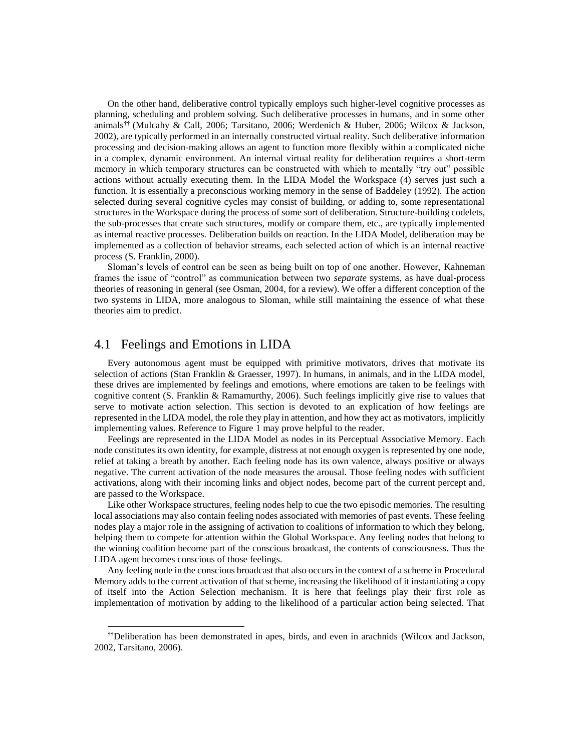On the other hand, deliberative control typically employs such higher-level cognitive processes as planning, scheduling and problem solving. Such deliberative processes in humans, and in some other animals[††] (Mulcahy & Call, 2006; Tarsitano, 2006; Werdenich & Huber, 2006; Wilcox & Jackson, 2002), are typically performed in an internally constructed virtual reality. Such deliberative information processing and decision-making allows an agent to function more flexibly within a complicated niche in a complex, dynamic environment. An internal virtual reality for deliberation requires a short-term memory in which temporary structures can be constructed with which to mentally "try out" possible actions without actually executing them. In the LIDA Model the Workspace (4) serves just such a function. It is essentially a preconscious working memory in the sense of Baddeley (1992). The action selected during several cognitive cycles may consist of building, or adding to, some representational structures in the Workspace during the process of some sort of deliberation. Structure-building codelets, the sub-processes that create such structures, modify or compare them, etc., are typically implemented as internal reactive processes. Deliberation builds on reaction. In the LIDA Model, deliberation may be implemented as a collection of behavior streams, each selected action of which is an internal reactive process (S. Franklin, 2000).

Sloman's levels of control can be seen as being built on top of one another. However, Kahneman frames the issue of "control" as communication between two *separate* systems, as have dual-process theories of reasoning in general (see Osman, 2004, for a review). We offer a different conception of the two systems in LIDA, more analogous to Sloman, while still maintaining the essence of what these theories aim to predict.

## 4.1 Feelings and Emotions in LIDA

Every autonomous agent must be equipped with primitive motivators, drives that motivate its selection of actions (Stan Franklin & Graesser, 1997). In humans, in animals, and in the LIDA model, these drives are implemented by feelings and emotions, where emotions are taken to be feelings with cognitive content (S. Franklin & Ramamurthy, 2006). Such feelings implicitly give rise to values that serve to motivate action selection. This section is devoted to an explication of how feelings are represented in the LIDA model, the role they play in attention, and how they act as motivators, implicitly implementing values. Reference to Figure 1 may prove helpful to the reader.

Feelings are represented in the LIDA Model as nodes in its Perceptual Associative Memory. Each node constitutes its own identity, for example, distress at not enough oxygen is represented by one node, relief at taking a breath by another. Each feeling node has its own valence, always positive or always negative. The current activation of the node measures the arousal. Those feeling nodes with sufficient activations, along with their incoming links and object nodes, become part of the current percept and, are passed to the Workspace.

Like other Workspace structures, feeling nodes help to cue the two episodic memories. The resulting local associations may also contain feeling nodes associated with memories of past events. These feeling nodes play a major role in the assigning of activation to coalitions of information to which they belong, helping them to compete for attention within the Global Workspace. Any feeling nodes that belong to the winning coalition become part of the conscious broadcast, the contents of consciousness. Thus the LIDA agent becomes conscious of those feelings.

Any feeling node in the conscious broadcast that also occurs in the context of a scheme in Procedural Memory adds to the current activation of that scheme, increasing the likelihood of it instantiating a copy of itself into the Action Selection mechanism. It is here that feelings play their first role as implementation of motivation by adding to the likelihood of a particular action being selected. That

---

[††]Deliberation has been demonstrated in apes, birds, and even in arachnids (Wilcox and Jackson, 2002, Tarsitano, 2006).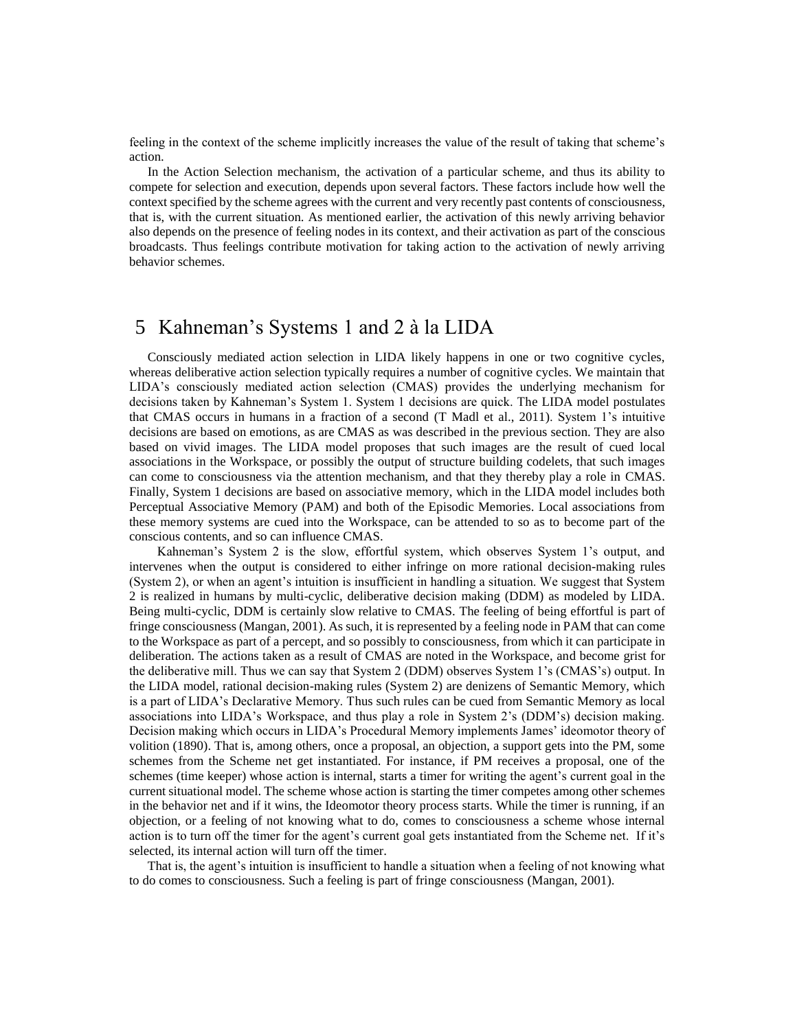feeling in the context of the scheme implicitly increases the value of the result of taking that scheme's action.

In the Action Selection mechanism, the activation of a particular scheme, and thus its ability to compete for selection and execution, depends upon several factors. These factors include how well the context specified by the scheme agrees with the current and very recently past contents of consciousness, that is, with the current situation. As mentioned earlier, the activation of this newly arriving behavior also depends on the presence of feeling nodes in its context, and their activation as part of the conscious broadcasts. Thus feelings contribute motivation for taking action to the activation of newly arriving behavior schemes.

# 5 Kahneman's Systems 1 and 2 à la LIDA

Consciously mediated action selection in LIDA likely happens in one or two cognitive cycles, whereas deliberative action selection typically requires a number of cognitive cycles. We maintain that LIDA's consciously mediated action selection (CMAS) provides the underlying mechanism for decisions taken by Kahneman's System 1. System 1 decisions are quick. The LIDA model postulates that CMAS occurs in humans in a fraction of a second (T Madl et al., 2011). System 1's intuitive decisions are based on emotions, as are CMAS as was described in the previous section. They are also based on vivid images. The LIDA model proposes that such images are the result of cued local associations in the Workspace, or possibly the output of structure building codelets, that such images can come to consciousness via the attention mechanism, and that they thereby play a role in CMAS. Finally, System 1 decisions are based on associative memory, which in the LIDA model includes both Perceptual Associative Memory (PAM) and both of the Episodic Memories. Local associations from these memory systems are cued into the Workspace, can be attended to so as to become part of the conscious contents, and so can influence CMAS.

Kahneman's System 2 is the slow, effortful system, which observes System 1's output, and intervenes when the output is considered to either infringe on more rational decision-making rules (System 2), or when an agent's intuition is insufficient in handling a situation. We suggest that System 2 is realized in humans by multi-cyclic, deliberative decision making (DDM) as modeled by LIDA. Being multi-cyclic, DDM is certainly slow relative to CMAS. The feeling of being effortful is part of fringe consciousness (Mangan, 2001). As such, it is represented by a feeling node in PAM that can come to the Workspace as part of a percept, and so possibly to consciousness, from which it can participate in deliberation. The actions taken as a result of CMAS are noted in the Workspace, and become grist for the deliberative mill. Thus we can say that System 2 (DDM) observes System 1's (CMAS's) output. In the LIDA model, rational decision-making rules (System 2) are denizens of Semantic Memory, which is a part of LIDA's Declarative Memory. Thus such rules can be cued from Semantic Memory as local associations into LIDA's Workspace, and thus play a role in System 2's (DDM's) decision making. Decision making which occurs in LIDA's Procedural Memory implements James' ideomotor theory of volition (1890). That is, among others, once a proposal, an objection, a support gets into the PM, some schemes from the Scheme net get instantiated. For instance, if PM receives a proposal, one of the schemes (time keeper) whose action is internal, starts a timer for writing the agent's current goal in the current situational model. The scheme whose action is starting the timer competes among other schemes in the behavior net and if it wins, the Ideomotor theory process starts. While the timer is running, if an objection, or a feeling of not knowing what to do, comes to consciousness a scheme whose internal action is to turn off the timer for the agent's current goal gets instantiated from the Scheme net. If it's selected, its internal action will turn off the timer.

That is, the agent's intuition is insufficient to handle a situation when a feeling of not knowing what to do comes to consciousness. Such a feeling is part of fringe consciousness (Mangan, 2001).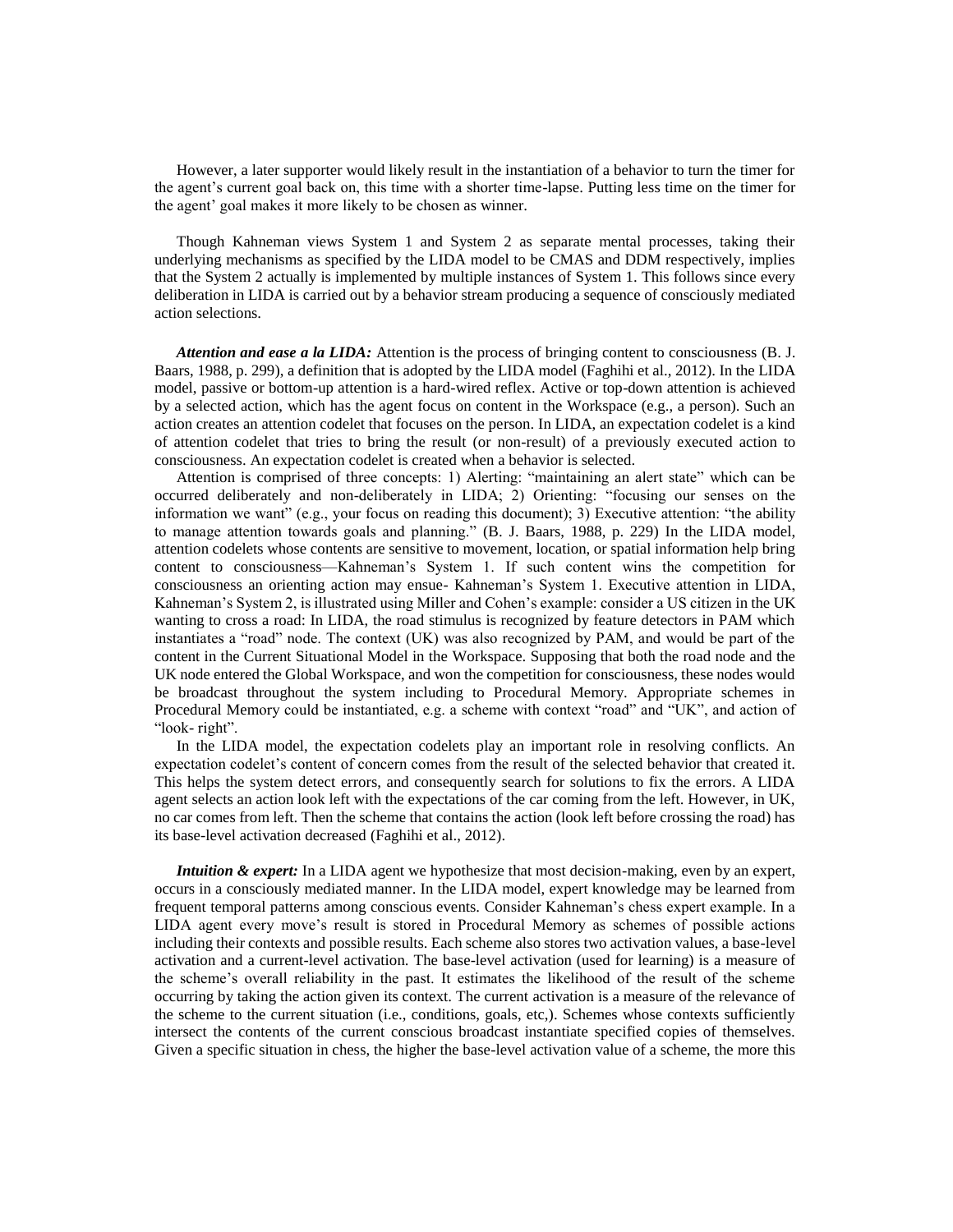However, a later supporter would likely result in the instantiation of a behavior to turn the timer for the agent's current goal back on, this time with a shorter time-lapse. Putting less time on the timer for the agent' goal makes it more likely to be chosen as winner.

Though Kahneman views System 1 and System 2 as separate mental processes, taking their underlying mechanisms as specified by the LIDA model to be CMAS and DDM respectively, implies that the System 2 actually is implemented by multiple instances of System 1. This follows since every deliberation in LIDA is carried out by a behavior stream producing a sequence of consciously mediated action selections.

***Attention and ease a la LIDA:*** Attention is the process of bringing content to consciousness (B. J. Baars, 1988, p. 299), a definition that is adopted by the LIDA model (Faghihi et al., 2012). In the LIDA model, passive or bottom-up attention is a hard-wired reflex. Active or top-down attention is achieved by a selected action, which has the agent focus on content in the Workspace (e.g., a person). Such an action creates an attention codelet that focuses on the person. In LIDA, an expectation codelet is a kind of attention codelet that tries to bring the result (or non-result) of a previously executed action to consciousness. An expectation codelet is created when a behavior is selected.

Attention is comprised of three concepts: 1) Alerting: "maintaining an alert state" which can be occurred deliberately and non-deliberately in LIDA; 2) Orienting: "focusing our senses on the information we want" (e.g., your focus on reading this document); 3) Executive attention: "the ability to manage attention towards goals and planning." (B. J. Baars, 1988, p. 229) In the LIDA model, attention codelets whose contents are sensitive to movement, location, or spatial information help bring content to consciousness—Kahneman's System 1. If such content wins the competition for consciousness an orienting action may ensue- Kahneman's System 1. Executive attention in LIDA, Kahneman's System 2, is illustrated using Miller and Cohen's example: consider a US citizen in the UK wanting to cross a road: In LIDA, the road stimulus is recognized by feature detectors in PAM which instantiates a "road" node. The context (UK) was also recognized by PAM, and would be part of the content in the Current Situational Model in the Workspace. Supposing that both the road node and the UK node entered the Global Workspace, and won the competition for consciousness, these nodes would be broadcast throughout the system including to Procedural Memory. Appropriate schemes in Procedural Memory could be instantiated, e.g. a scheme with context "road" and "UK", and action of "look- right".

In the LIDA model, the expectation codelets play an important role in resolving conflicts. An expectation codelet's content of concern comes from the result of the selected behavior that created it. This helps the system detect errors, and consequently search for solutions to fix the errors. A LIDA agent selects an action look left with the expectations of the car coming from the left. However, in UK, no car comes from left. Then the scheme that contains the action (look left before crossing the road) has its base-level activation decreased (Faghihi et al., 2012).

***Intuition & expert:*** In a LIDA agent we hypothesize that most decision-making, even by an expert, occurs in a consciously mediated manner. In the LIDA model, expert knowledge may be learned from frequent temporal patterns among conscious events. Consider Kahneman's chess expert example. In a LIDA agent every move's result is stored in Procedural Memory as schemes of possible actions including their contexts and possible results. Each scheme also stores two activation values, a base-level activation and a current-level activation. The base-level activation (used for learning) is a measure of the scheme's overall reliability in the past. It estimates the likelihood of the result of the scheme occurring by taking the action given its context. The current activation is a measure of the relevance of the scheme to the current situation (i.e., conditions, goals, etc,). Schemes whose contexts sufficiently intersect the contents of the current conscious broadcast instantiate specified copies of themselves. Given a specific situation in chess, the higher the base-level activation value of a scheme, the more this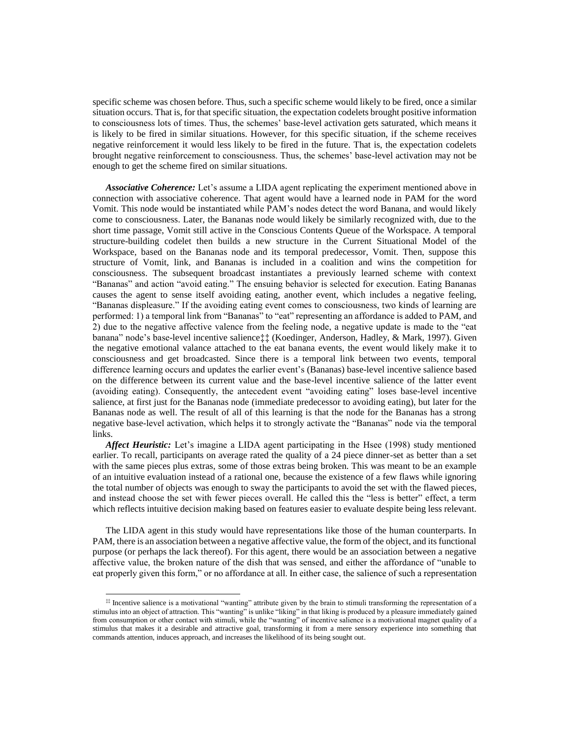specific scheme was chosen before. Thus, such a specific scheme would likely to be fired, once a similar situation occurs. That is, for that specific situation, the expectation codelets brought positive information to consciousness lots of times. Thus, the schemes' base-level activation gets saturated, which means it is likely to be fired in similar situations. However, for this specific situation, if the scheme receives negative reinforcement it would less likely to be fired in the future. That is, the expectation codelets brought negative reinforcement to consciousness. Thus, the schemes' base-level activation may not be enough to get the scheme fired on similar situations.

***Associative Coherence:*** Let's assume a LIDA agent replicating the experiment mentioned above in connection with associative coherence. That agent would have a learned node in PAM for the word Vomit. This node would be instantiated while PAM's nodes detect the word Banana, and would likely come to consciousness. Later, the Bananas node would likely be similarly recognized with, due to the short time passage, Vomit still active in the Conscious Contents Queue of the Workspace. A temporal structure-building codelet then builds a new structure in the Current Situational Model of the Workspace, based on the Bananas node and its temporal predecessor, Vomit. Then, suppose this structure of Vomit, link, and Bananas is included in a coalition and wins the competition for consciousness. The subsequent broadcast instantiates a previously learned scheme with context "Bananas" and action "avoid eating." The ensuing behavior is selected for execution. Eating Bananas causes the agent to sense itself avoiding eating, another event, which includes a negative feeling, "Bananas displeasure." If the avoiding eating event comes to consciousness, two kinds of learning are performed: 1) a temporal link from "Bananas" to "eat" representing an affordance is added to PAM, and 2) due to the negative affective valence from the feeling node, a negative update is made to the "eat banana" node's base-level incentive salience‡‡ (Koedinger, Anderson, Hadley, & Mark, 1997). Given the negative emotional valance attached to the eat banana events, the event would likely make it to consciousness and get broadcasted. Since there is a temporal link between two events, temporal difference learning occurs and updates the earlier event's (Bananas) base-level incentive salience based on the difference between its current value and the base-level incentive salience of the latter event (avoiding eating). Consequently, the antecedent event "avoiding eating" loses base-level incentive salience, at first just for the Bananas node (immediate predecessor to avoiding eating), but later for the Bananas node as well. The result of all of this learning is that the node for the Bananas has a strong negative base-level activation, which helps it to strongly activate the "Bananas" node via the temporal links.

***Affect Heuristic:*** Let's imagine a LIDA agent participating in the Hsee (1998) study mentioned earlier. To recall, participants on average rated the quality of a 24 piece dinner-set as better than a set with the same pieces plus extras, some of those extras being broken. This was meant to be an example of an intuitive evaluation instead of a rational one, because the existence of a few flaws while ignoring the total number of objects was enough to sway the participants to avoid the set with the flawed pieces, and instead choose the set with fewer pieces overall. He called this the "less is better" effect, a term which reflects intuitive decision making based on features easier to evaluate despite being less relevant.

The LIDA agent in this study would have representations like those of the human counterparts. In PAM, there is an association between a negative affective value, the form of the object, and its functional purpose (or perhaps the lack thereof). For this agent, there would be an association between a negative affective value, the broken nature of the dish that was sensed, and either the affordance of "unable to eat properly given this form," or no affordance at all. In either case, the salience of such a representation

‡‡ Incentive salience is a motivational "wanting" attribute given by the brain to stimuli transforming the representation of a stimulus into an object of attraction. This "wanting" is unlike "liking" in that liking is produced by a pleasure immediately gained from consumption or other contact with stimuli, while the "wanting" of incentive salience is a motivational magnet quality of a stimulus that makes it a desirable and attractive goal, transforming it from a mere sensory experience into something that commands attention, induces approach, and increases the likelihood of its being sought out.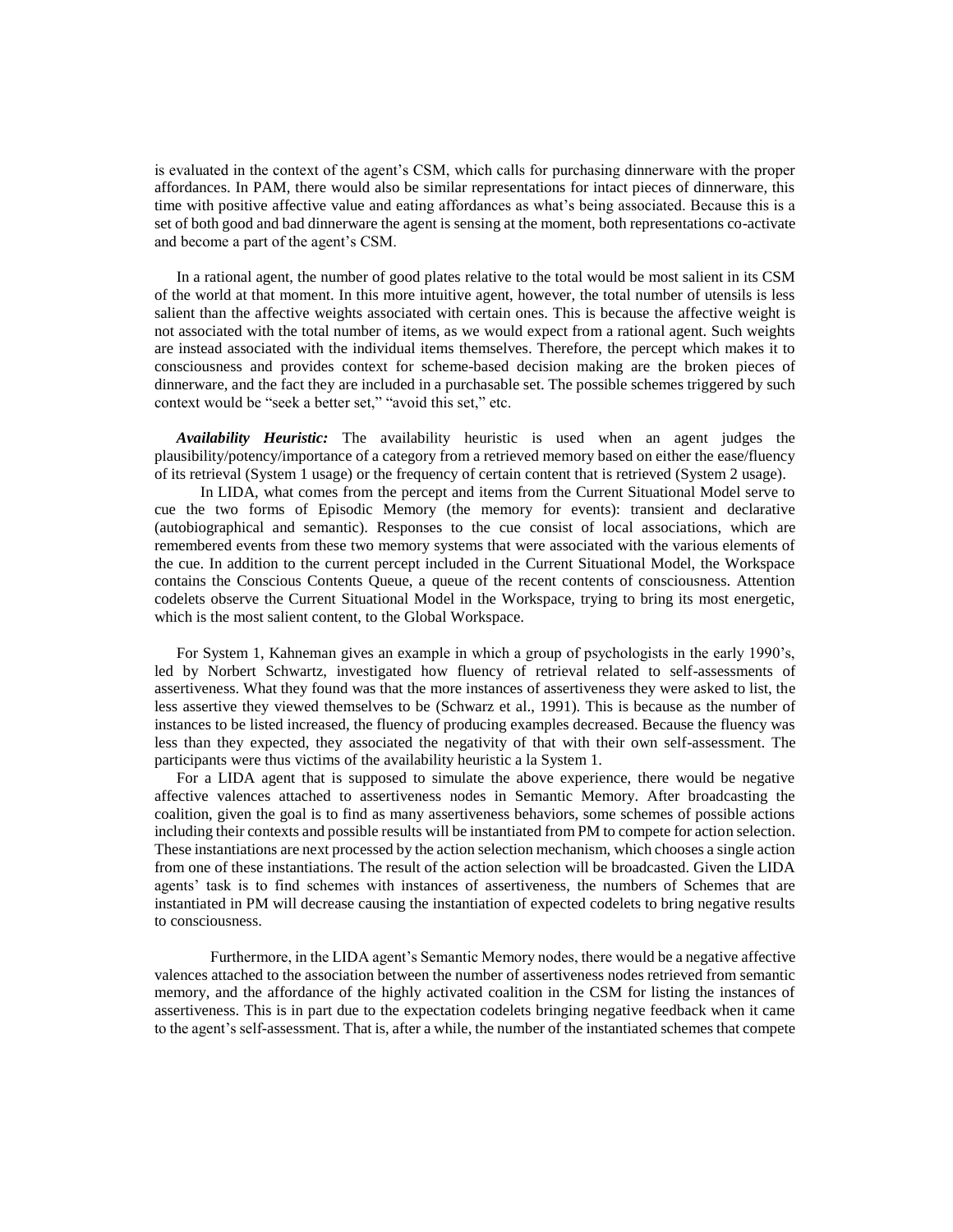is evaluated in the context of the agent's CSM, which calls for purchasing dinnerware with the proper affordances. In PAM, there would also be similar representations for intact pieces of dinnerware, this time with positive affective value and eating affordances as what's being associated. Because this is a set of both good and bad dinnerware the agent is sensing at the moment, both representations co-activate and become a part of the agent's CSM.

In a rational agent, the number of good plates relative to the total would be most salient in its CSM of the world at that moment. In this more intuitive agent, however, the total number of utensils is less salient than the affective weights associated with certain ones. This is because the affective weight is not associated with the total number of items, as we would expect from a rational agent. Such weights are instead associated with the individual items themselves. Therefore, the percept which makes it to consciousness and provides context for scheme-based decision making are the broken pieces of dinnerware, and the fact they are included in a purchasable set. The possible schemes triggered by such context would be "seek a better set," "avoid this set," etc.

***Availability Heuristic:*** The availability heuristic is used when an agent judges the plausibility/potency/importance of a category from a retrieved memory based on either the ease/fluency of its retrieval (System 1 usage) or the frequency of certain content that is retrieved (System 2 usage).

In LIDA, what comes from the percept and items from the Current Situational Model serve to cue the two forms of Episodic Memory (the memory for events): transient and declarative (autobiographical and semantic). Responses to the cue consist of local associations, which are remembered events from these two memory systems that were associated with the various elements of the cue. In addition to the current percept included in the Current Situational Model, the Workspace contains the Conscious Contents Queue, a queue of the recent contents of consciousness. Attention codelets observe the Current Situational Model in the Workspace, trying to bring its most energetic, which is the most salient content, to the Global Workspace.

For System 1, Kahneman gives an example in which a group of psychologists in the early 1990's, led by Norbert Schwartz, investigated how fluency of retrieval related to self-assessments of assertiveness. What they found was that the more instances of assertiveness they were asked to list, the less assertive they viewed themselves to be (Schwarz et al., 1991). This is because as the number of instances to be listed increased, the fluency of producing examples decreased. Because the fluency was less than they expected, they associated the negativity of that with their own self-assessment. The participants were thus victims of the availability heuristic a la System 1.

For a LIDA agent that is supposed to simulate the above experience, there would be negative affective valences attached to assertiveness nodes in Semantic Memory. After broadcasting the coalition, given the goal is to find as many assertiveness behaviors, some schemes of possible actions including their contexts and possible results will be instantiated from PM to compete for action selection. These instantiations are next processed by the action selection mechanism, which chooses a single action from one of these instantiations. The result of the action selection will be broadcasted. Given the LIDA agents' task is to find schemes with instances of assertiveness, the numbers of Schemes that are instantiated in PM will decrease causing the instantiation of expected codelets to bring negative results to consciousness.

Furthermore, in the LIDA agent's Semantic Memory nodes, there would be a negative affective valences attached to the association between the number of assertiveness nodes retrieved from semantic memory, and the affordance of the highly activated coalition in the CSM for listing the instances of assertiveness. This is in part due to the expectation codelets bringing negative feedback when it came to the agent's self-assessment. That is, after a while, the number of the instantiated schemes that compete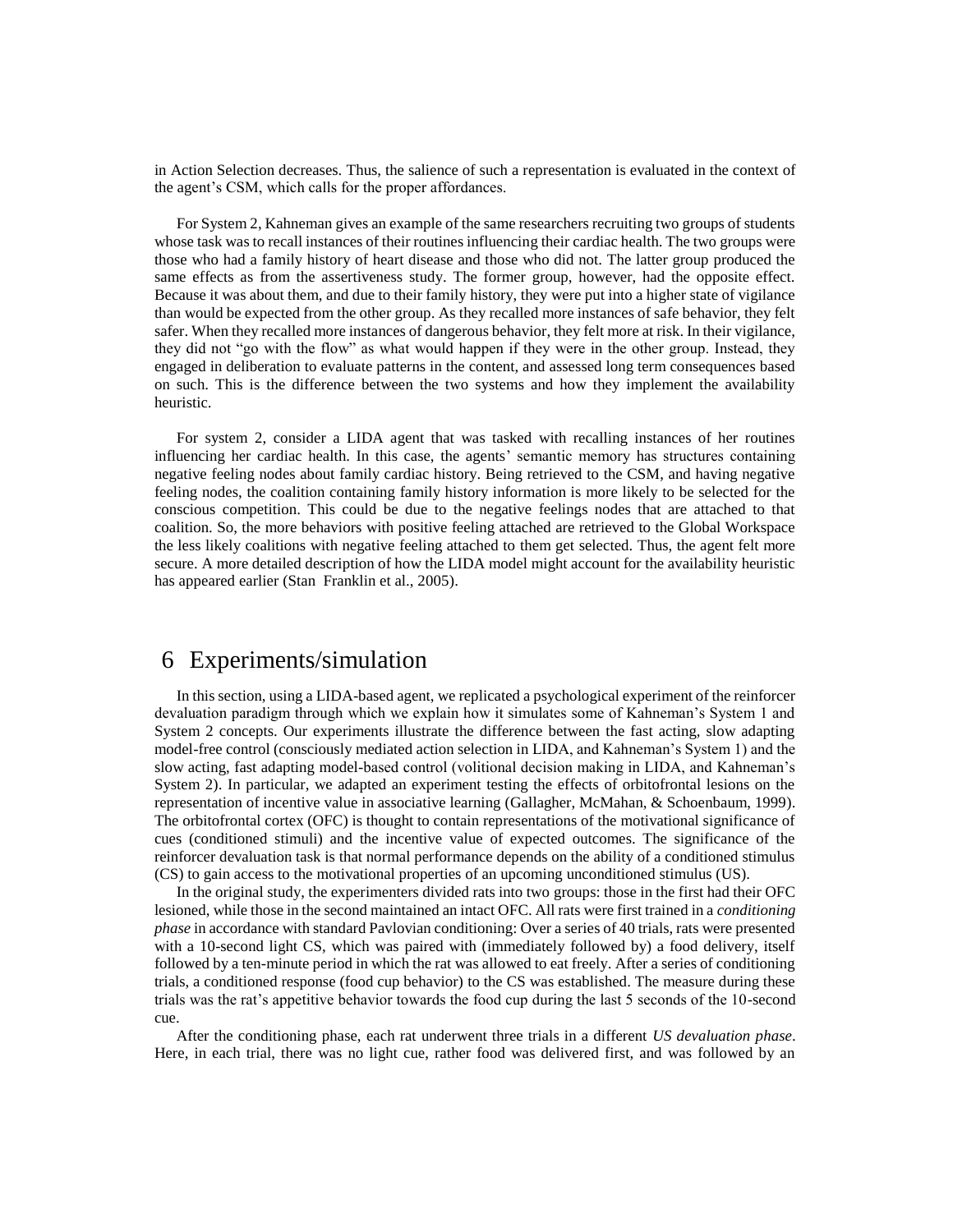in Action Selection decreases. Thus, the salience of such a representation is evaluated in the context of the agent's CSM, which calls for the proper affordances.

For System 2, Kahneman gives an example of the same researchers recruiting two groups of students whose task was to recall instances of their routines influencing their cardiac health. The two groups were those who had a family history of heart disease and those who did not. The latter group produced the same effects as from the assertiveness study. The former group, however, had the opposite effect. Because it was about them, and due to their family history, they were put into a higher state of vigilance than would be expected from the other group. As they recalled more instances of safe behavior, they felt safer. When they recalled more instances of dangerous behavior, they felt more at risk. In their vigilance, they did not "go with the flow" as what would happen if they were in the other group. Instead, they engaged in deliberation to evaluate patterns in the content, and assessed long term consequences based on such. This is the difference between the two systems and how they implement the availability heuristic.

For system 2, consider a LIDA agent that was tasked with recalling instances of her routines influencing her cardiac health. In this case, the agents' semantic memory has structures containing negative feeling nodes about family cardiac history. Being retrieved to the CSM, and having negative feeling nodes, the coalition containing family history information is more likely to be selected for the conscious competition. This could be due to the negative feelings nodes that are attached to that coalition. So, the more behaviors with positive feeling attached are retrieved to the Global Workspace the less likely coalitions with negative feeling attached to them get selected. Thus, the agent felt more secure. A more detailed description of how the LIDA model might account for the availability heuristic has appeared earlier (Stan Franklin et al., 2005).

# 6 Experiments/simulation

In this section, using a LIDA-based agent, we replicated a psychological experiment of the reinforcer devaluation paradigm through which we explain how it simulates some of Kahneman's System 1 and System 2 concepts. Our experiments illustrate the difference between the fast acting, slow adapting model-free control (consciously mediated action selection in LIDA, and Kahneman's System 1) and the slow acting, fast adapting model-based control (volitional decision making in LIDA, and Kahneman's System 2). In particular, we adapted an experiment testing the effects of orbitofrontal lesions on the representation of incentive value in associative learning (Gallagher, McMahan, & Schoenbaum, 1999). The orbitofrontal cortex (OFC) is thought to contain representations of the motivational significance of cues (conditioned stimuli) and the incentive value of expected outcomes. The significance of the reinforcer devaluation task is that normal performance depends on the ability of a conditioned stimulus (CS) to gain access to the motivational properties of an upcoming unconditioned stimulus (US).

In the original study, the experimenters divided rats into two groups: those in the first had their OFC lesioned, while those in the second maintained an intact OFC. All rats were first trained in a *conditioning phase* in accordance with standard Pavlovian conditioning: Over a series of 40 trials, rats were presented with a 10-second light CS, which was paired with (immediately followed by) a food delivery, itself followed by a ten-minute period in which the rat was allowed to eat freely. After a series of conditioning trials, a conditioned response (food cup behavior) to the CS was established. The measure during these trials was the rat's appetitive behavior towards the food cup during the last 5 seconds of the 10-second cue.

After the conditioning phase, each rat underwent three trials in a different *US devaluation phase*. Here, in each trial, there was no light cue, rather food was delivered first, and was followed by an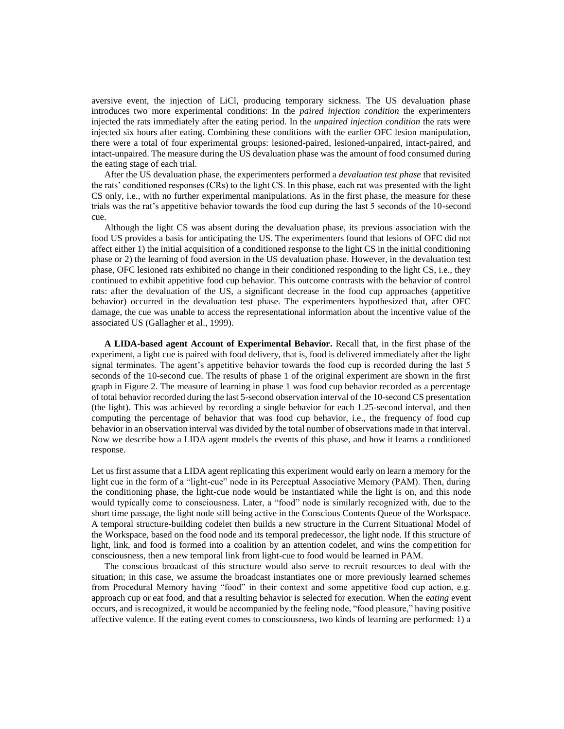aversive event, the injection of LiCl, producing temporary sickness. The US devaluation phase introduces two more experimental conditions: In the *paired injection condition* the experimenters injected the rats immediately after the eating period. In the *unpaired injection condition* the rats were injected six hours after eating. Combining these conditions with the earlier OFC lesion manipulation, there were a total of four experimental groups: lesioned-paired, lesioned-unpaired, intact-paired, and intact-unpaired. The measure during the US devaluation phase was the amount of food consumed during the eating stage of each trial.

After the US devaluation phase, the experimenters performed a *devaluation test phase* that revisited the rats' conditioned responses (CRs) to the light CS. In this phase, each rat was presented with the light CS only, i.e., with no further experimental manipulations. As in the first phase, the measure for these trials was the rat's appetitive behavior towards the food cup during the last 5 seconds of the 10-second cue.

Although the light CS was absent during the devaluation phase, its previous association with the food US provides a basis for anticipating the US. The experimenters found that lesions of OFC did not affect either 1) the initial acquisition of a conditioned response to the light CS in the initial conditioning phase or 2) the learning of food aversion in the US devaluation phase. However, in the devaluation test phase, OFC lesioned rats exhibited no change in their conditioned responding to the light CS, i.e., they continued to exhibit appetitive food cup behavior. This outcome contrasts with the behavior of control rats: after the devaluation of the US, a significant decrease in the food cup approaches (appetitive behavior) occurred in the devaluation test phase. The experimenters hypothesized that, after OFC damage, the cue was unable to access the representational information about the incentive value of the associated US (Gallagher et al., 1999).

**A LIDA-based agent Account of Experimental Behavior.** Recall that, in the first phase of the experiment, a light cue is paired with food delivery, that is, food is delivered immediately after the light signal terminates. The agent's appetitive behavior towards the food cup is recorded during the last 5 seconds of the 10-second cue. The results of phase 1 of the original experiment are shown in the first graph in Figure 2. The measure of learning in phase 1 was food cup behavior recorded as a percentage of total behavior recorded during the last 5-second observation interval of the 10-second CS presentation (the light). This was achieved by recording a single behavior for each 1.25-second interval, and then computing the percentage of behavior that was food cup behavior, i.e., the frequency of food cup behavior in an observation interval was divided by the total number of observations made in that interval. Now we describe how a LIDA agent models the events of this phase, and how it learns a conditioned response.

Let us first assume that a LIDA agent replicating this experiment would early on learn a memory for the light cue in the form of a "light-cue" node in its Perceptual Associative Memory (PAM). Then, during the conditioning phase, the light-cue node would be instantiated while the light is on, and this node would typically come to consciousness. Later, a "food" node is similarly recognized with, due to the short time passage, the light node still being active in the Conscious Contents Queue of the Workspace. A temporal structure-building codelet then builds a new structure in the Current Situational Model of the Workspace, based on the food node and its temporal predecessor, the light node. If this structure of light, link, and food is formed into a coalition by an attention codelet, and wins the competition for consciousness, then a new temporal link from light-cue to food would be learned in PAM.

The conscious broadcast of this structure would also serve to recruit resources to deal with the situation; in this case, we assume the broadcast instantiates one or more previously learned schemes from Procedural Memory having "food" in their context and some appetitive food cup action, e.g. approach cup or eat food, and that a resulting behavior is selected for execution. When the *eating* event occurs, and is recognized, it would be accompanied by the feeling node, "food pleasure," having positive affective valence. If the eating event comes to consciousness, two kinds of learning are performed: 1) a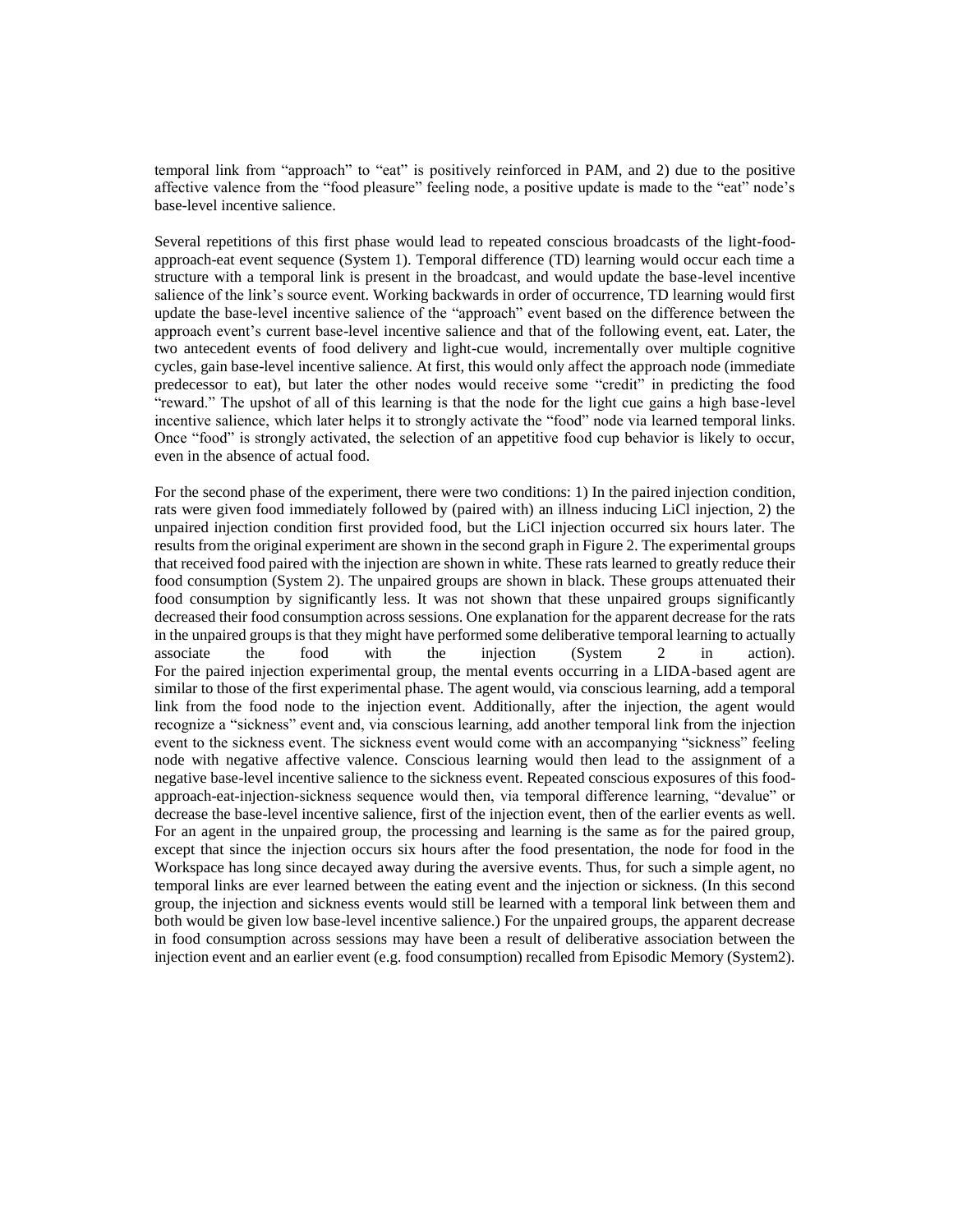temporal link from "approach" to "eat" is positively reinforced in PAM, and 2) due to the positive affective valence from the "food pleasure" feeling node, a positive update is made to the "eat" node's base-level incentive salience.

Several repetitions of this first phase would lead to repeated conscious broadcasts of the light-food-approach-eat event sequence (System 1). Temporal difference (TD) learning would occur each time a structure with a temporal link is present in the broadcast, and would update the base-level incentive salience of the link's source event. Working backwards in order of occurrence, TD learning would first update the base-level incentive salience of the "approach" event based on the difference between the approach event's current base-level incentive salience and that of the following event, eat. Later, the two antecedent events of food delivery and light-cue would, incrementally over multiple cognitive cycles, gain base-level incentive salience. At first, this would only affect the approach node (immediate predecessor to eat), but later the other nodes would receive some "credit" in predicting the food "reward." The upshot of all of this learning is that the node for the light cue gains a high base-level incentive salience, which later helps it to strongly activate the "food" node via learned temporal links. Once "food" is strongly activated, the selection of an appetitive food cup behavior is likely to occur, even in the absence of actual food.

For the second phase of the experiment, there were two conditions: 1) In the paired injection condition, rats were given food immediately followed by (paired with) an illness inducing LiCl injection, 2) the unpaired injection condition first provided food, but the LiCl injection occurred six hours later. The results from the original experiment are shown in the second graph in Figure 2. The experimental groups that received food paired with the injection are shown in white. These rats learned to greatly reduce their food consumption (System 2). The unpaired groups are shown in black. These groups attenuated their food consumption by significantly less. It was not shown that these unpaired groups significantly decreased their food consumption across sessions. One explanation for the apparent decrease for the rats in the unpaired groups is that they might have performed some deliberative temporal learning to actually associate the food with the injection (System 2 in action).
For the paired injection experimental group, the mental events occurring in a LIDA-based agent are similar to those of the first experimental phase. The agent would, via conscious learning, add a temporal link from the food node to the injection event. Additionally, after the injection, the agent would recognize a "sickness" event and, via conscious learning, add another temporal link from the injection event to the sickness event. The sickness event would come with an accompanying "sickness" feeling node with negative affective valence. Conscious learning would then lead to the assignment of a negative base-level incentive salience to the sickness event. Repeated conscious exposures of this food-approach-eat-injection-sickness sequence would then, via temporal difference learning, "devalue" or decrease the base-level incentive salience, first of the injection event, then of the earlier events as well. For an agent in the unpaired group, the processing and learning is the same as for the paired group, except that since the injection occurs six hours after the food presentation, the node for food in the Workspace has long since decayed away during the aversive events. Thus, for such a simple agent, no temporal links are ever learned between the eating event and the injection or sickness. (In this second group, the injection and sickness events would still be learned with a temporal link between them and both would be given low base-level incentive salience.) For the unpaired groups, the apparent decrease in food consumption across sessions may have been a result of deliberative association between the injection event and an earlier event (e.g. food consumption) recalled from Episodic Memory (System2).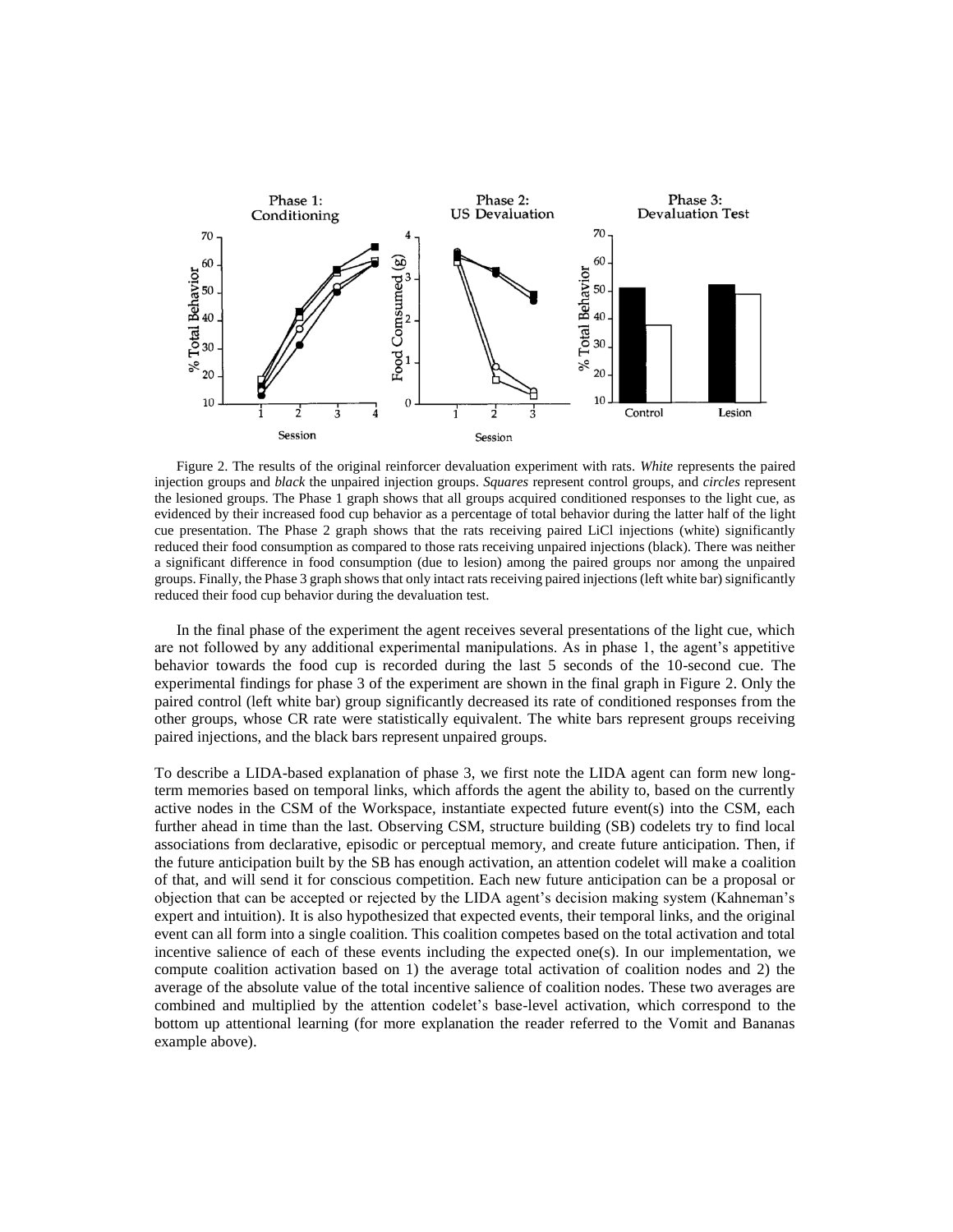Figure 2. The results of the original reinforcer devaluation experiment with rats. *White* represents the paired injection groups and *black* the unpaired injection groups. *Squares* represent control groups, and *circles* represent the lesioned groups. The Phase 1 graph shows that all groups acquired conditioned responses to the light cue, as evidenced by their increased food cup behavior as a percentage of total behavior during the latter half of the light cue presentation. The Phase 2 graph shows that the rats receiving paired LiCl injections (white) significantly reduced their food consumption as compared to those rats receiving unpaired injections (black). There was neither a significant difference in food consumption (due to lesion) among the paired groups nor among the unpaired groups. Finally, the Phase 3 graph shows that only intact rats receiving paired injections (left white bar) significantly reduced their food cup behavior during the devaluation test.

In the final phase of the experiment the agent receives several presentations of the light cue, which are not followed by any additional experimental manipulations. As in phase 1, the agent's appetitive behavior towards the food cup is recorded during the last 5 seconds of the 10-second cue. The experimental findings for phase 3 of the experiment are shown in the final graph in Figure 2. Only the paired control (left white bar) group significantly decreased its rate of conditioned responses from the other groups, whose CR rate were statistically equivalent. The white bars represent groups receiving paired injections, and the black bars represent unpaired groups.

To describe a LIDA-based explanation of phase 3, we first note the LIDA agent can form new long-term memories based on temporal links, which affords the agent the ability to, based on the currently active nodes in the CSM of the Workspace, instantiate expected future event(s) into the CSM, each further ahead in time than the last. Observing CSM, structure building (SB) codelets try to find local associations from declarative, episodic or perceptual memory, and create future anticipation. Then, if the future anticipation built by the SB has enough activation, an attention codelet will make a coalition of that, and will send it for conscious competition. Each new future anticipation can be a proposal or objection that can be accepted or rejected by the LIDA agent's decision making system (Kahneman's expert and intuition). It is also hypothesized that expected events, their temporal links, and the original event can all form into a single coalition. This coalition competes based on the total activation and total incentive salience of each of these events including the expected one(s). In our implementation, we compute coalition activation based on 1) the average total activation of coalition nodes and 2) the average of the absolute value of the total incentive salience of coalition nodes. These two averages are combined and multiplied by the attention codelet's base-level activation, which correspond to the bottom up attentional learning (for more explanation the reader referred to the Vomit and Bananas example above).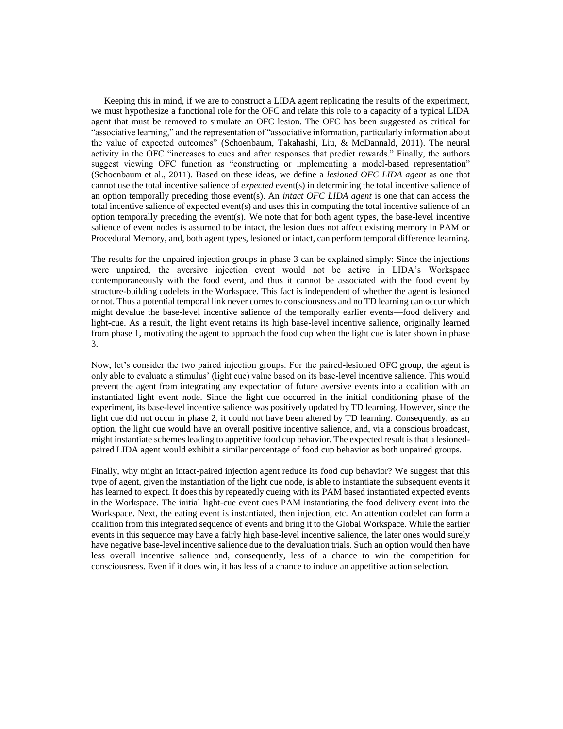Keeping this in mind, if we are to construct a LIDA agent replicating the results of the experiment, we must hypothesize a functional role for the OFC and relate this role to a capacity of a typical LIDA agent that must be removed to simulate an OFC lesion. The OFC has been suggested as critical for "associative learning," and the representation of "associative information, particularly information about the value of expected outcomes" (Schoenbaum, Takahashi, Liu, & McDannald, 2011). The neural activity in the OFC "increases to cues and after responses that predict rewards." Finally, the authors suggest viewing OFC function as "constructing or implementing a model-based representation" (Schoenbaum et al., 2011). Based on these ideas, we define a *lesioned OFC LIDA agent* as one that cannot use the total incentive salience of *expected* event(s) in determining the total incentive salience of an option temporally preceding those event(s). An *intact OFC LIDA agent* is one that can access the total incentive salience of expected event(s) and uses this in computing the total incentive salience of an option temporally preceding the event(s). We note that for both agent types, the base-level incentive salience of event nodes is assumed to be intact, the lesion does not affect existing memory in PAM or Procedural Memory, and, both agent types, lesioned or intact, can perform temporal difference learning.

The results for the unpaired injection groups in phase 3 can be explained simply: Since the injections were unpaired, the aversive injection event would not be active in LIDA's Workspace contemporaneously with the food event, and thus it cannot be associated with the food event by structure-building codelets in the Workspace. This fact is independent of whether the agent is lesioned or not. Thus a potential temporal link never comes to consciousness and no TD learning can occur which might devalue the base-level incentive salience of the temporally earlier events—food delivery and light-cue. As a result, the light event retains its high base-level incentive salience, originally learned from phase 1, motivating the agent to approach the food cup when the light cue is later shown in phase 3.

Now, let's consider the two paired injection groups. For the paired-lesioned OFC group, the agent is only able to evaluate a stimulus' (light cue) value based on its base-level incentive salience. This would prevent the agent from integrating any expectation of future aversive events into a coalition with an instantiated light event node. Since the light cue occurred in the initial conditioning phase of the experiment, its base-level incentive salience was positively updated by TD learning. However, since the light cue did not occur in phase 2, it could not have been altered by TD learning. Consequently, as an option, the light cue would have an overall positive incentive salience, and, via a conscious broadcast, might instantiate schemes leading to appetitive food cup behavior. The expected result is that a lesioned-paired LIDA agent would exhibit a similar percentage of food cup behavior as both unpaired groups.

Finally, why might an intact-paired injection agent reduce its food cup behavior? We suggest that this type of agent, given the instantiation of the light cue node, is able to instantiate the subsequent events it has learned to expect. It does this by repeatedly cueing with its PAM based instantiated expected events in the Workspace. The initial light-cue event cues PAM instantiating the food delivery event into the Workspace. Next, the eating event is instantiated, then injection, etc. An attention codelet can form a coalition from this integrated sequence of events and bring it to the Global Workspace. While the earlier events in this sequence may have a fairly high base-level incentive salience, the later ones would surely have negative base-level incentive salience due to the devaluation trials. Such an option would then have less overall incentive salience and, consequently, less of a chance to win the competition for consciousness. Even if it does win, it has less of a chance to induce an appetitive action selection.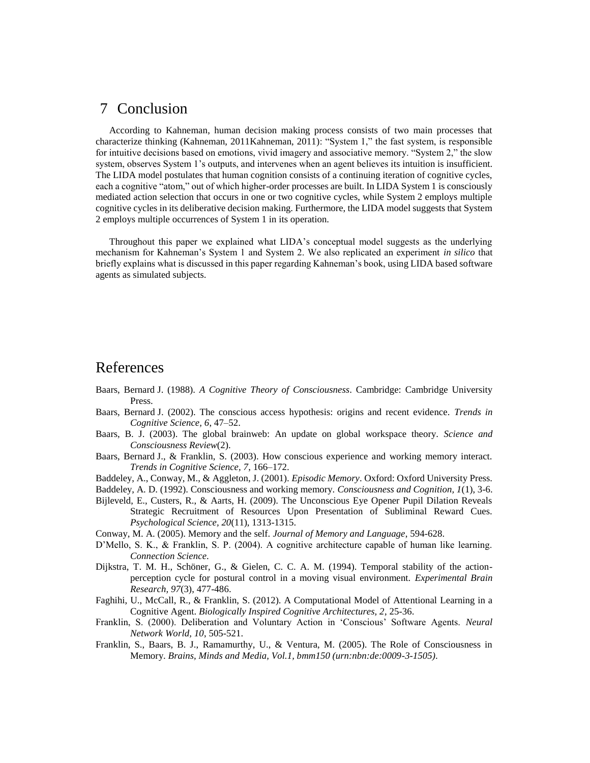# 7 Conclusion

According to Kahneman, human decision making process consists of two main processes that characterize thinking (Kahneman, 2011Kahneman, 2011): “System 1,” the fast system, is responsible for intuitive decisions based on emotions, vivid imagery and associative memory. “System 2,” the slow system, observes System 1’s outputs, and intervenes when an agent believes its intuition is insufficient. The LIDA model postulates that human cognition consists of a continuing iteration of cognitive cycles, each a cognitive “atom,” out of which higher-order processes are built. In LIDA System 1 is consciously mediated action selection that occurs in one or two cognitive cycles, while System 2 employs multiple cognitive cycles in its deliberative decision making. Furthermore, the LIDA model suggests that System 2 employs multiple occurrences of System 1 in its operation.

Throughout this paper we explained what LIDA’s conceptual model suggests as the underlying mechanism for Kahneman’s System 1 and System 2. We also replicated an experiment *in silico* that briefly explains what is discussed in this paper regarding Kahneman’s book, using LIDA based software agents as simulated subjects.

# References

Baars, Bernard J. (1988). *A Cognitive Theory of Consciousness*. Cambridge: Cambridge University Press.

Baars, Bernard J. (2002). The conscious access hypothesis: origins and recent evidence. *Trends in Cognitive Science, 6*, 47–52.

Baars, B. J. (2003). The global brainweb: An update on global workspace theory. *Science and Consciousness Review*(2).

Baars, Bernard J., & Franklin, S. (2003). How conscious experience and working memory interact. *Trends in Cognitive Science, 7*, 166–172.

Baddeley, A., Conway, M., & Aggleton, J. (2001). *Episodic Memory*. Oxford: Oxford University Press.

Baddeley, A. D. (1992). Consciousness and working memory. *Consciousness and Cognition, 1*(1), 3-6.

Bijleveld, E., Custers, R., & Aarts, H. (2009). The Unconscious Eye Opener Pupil Dilation Reveals Strategic Recruitment of Resources Upon Presentation of Subliminal Reward Cues. *Psychological Science, 20*(11), 1313-1315.

Conway, M. A. (2005). Memory and the self. *Journal of Memory and Language*, 594-628.

D’Mello, S. K., & Franklin, S. P. (2004). A cognitive architecture capable of human like learning. *Connection Science*.

Dijkstra, T. M. H., Schöner, G., & Gielen, C. C. A. M. (1994). Temporal stability of the action-perception cycle for postural control in a moving visual environment. *Experimental Brain Research, 97*(3), 477-486.

Faghihi, U., McCall, R., & Franklin, S. (2012). A Computational Model of Attentional Learning in a Cognitive Agent. *Biologically Inspired Cognitive Architectures, 2*, 25-36.

Franklin, S. (2000). Deliberation and Voluntary Action in ‘Conscious’ Software Agents. *Neural Network World, 10*, 505-521.

Franklin, S., Baars, B. J., Ramamurthy, U., & Ventura, M. (2005). The Role of Consciousness in Memory. *Brains, Minds and Media, Vol.1, bmm150 (urn:nbn:de:0009-3-1505)*.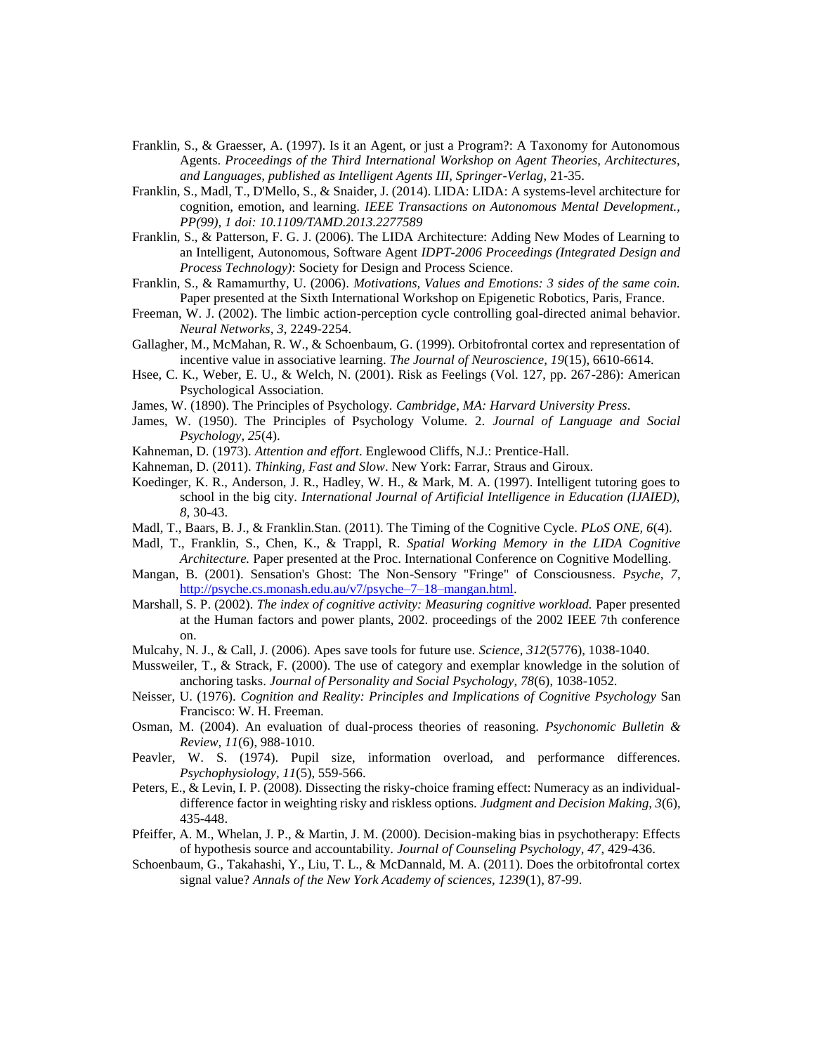Franklin, S., & Graesser, A. (1997). Is it an Agent, or just a Program?: A Taxonomy for Autonomous Agents. *Proceedings of the Third International Workshop on Agent Theories, Architectures, and Languages, published as Intelligent Agents III, Springer-Verlag*, 21-35.

Franklin, S., Madl, T., D'Mello, S., & Snaider, J. (2014). LIDA: LIDA: A systems-level architecture for cognition, emotion, and learning. *IEEE Transactions on Autonomous Mental Development., PP(99), 1 doi: 10.1109/TAMD.2013.2277589*

Franklin, S., & Patterson, F. G. J. (2006). The LIDA Architecture: Adding New Modes of Learning to an Intelligent, Autonomous, Software Agent *IDPT-2006 Proceedings (Integrated Design and Process Technology)*: Society for Design and Process Science.

Franklin, S., & Ramamurthy, U. (2006). *Motivations, Values and Emotions: 3 sides of the same coin.* Paper presented at the Sixth International Workshop on Epigenetic Robotics, Paris, France.

Freeman, W. J. (2002). The limbic action-perception cycle controlling goal-directed animal behavior. *Neural Networks, 3*, 2249-2254.

Gallagher, M., McMahan, R. W., & Schoenbaum, G. (1999). Orbitofrontal cortex and representation of incentive value in associative learning. *The Journal of Neuroscience, 19*(15), 6610-6614.

Hsee, C. K., Weber, E. U., & Welch, N. (2001). Risk as Feelings (Vol. 127, pp. 267-286): American Psychological Association.

James, W. (1890). The Principles of Psychology. *Cambridge, MA: Harvard University Press*.

James, W. (1950). The Principles of Psychology Volume. 2. *Journal of Language and Social Psychology, 25*(4).

Kahneman, D. (1973). *Attention and effort*. Englewood Cliffs, N.J.: Prentice-Hall.

Kahneman, D. (2011). *Thinking, Fast and Slow*. New York: Farrar, Straus and Giroux.

Koedinger, K. R., Anderson, J. R., Hadley, W. H., & Mark, M. A. (1997). Intelligent tutoring goes to school in the big city. *International Journal of Artificial Intelligence in Education (IJAIED), 8*, 30-43.

Madl, T., Baars, B. J., & Franklin.Stan. (2011). The Timing of the Cognitive Cycle. *PLoS ONE, 6*(4).

Madl, T., Franklin, S., Chen, K., & Trappl, R. *Spatial Working Memory in the LIDA Cognitive Architecture.* Paper presented at the Proc. International Conference on Cognitive Modelling.

Mangan, B. (2001). Sensation's Ghost: The Non-Sensory "Fringe" of Consciousness. *Psyche, 7*, http://psyche.cs.monash.edu.au/v7/psyche–7–18–mangan.html.

Marshall, S. P. (2002). *The index of cognitive activity: Measuring cognitive workload.* Paper presented at the Human factors and power plants, 2002. proceedings of the 2002 IEEE 7th conference on.

Mulcahy, N. J., & Call, J. (2006). Apes save tools for future use. *Science, 312*(5776), 1038-1040.

Mussweiler, T., & Strack, F. (2000). The use of category and exemplar knowledge in the solution of anchoring tasks. *Journal of Personality and Social Psychology, 78*(6), 1038-1052.

Neisser, U. (1976). *Cognition and Reality: Principles and Implications of Cognitive Psychology* San Francisco: W. H. Freeman.

Osman, M. (2004). An evaluation of dual-process theories of reasoning. *Psychonomic Bulletin & Review, 11*(6), 988-1010.

Peavler, W. S. (1974). Pupil size, information overload, and performance differences. *Psychophysiology, 11*(5), 559-566.

Peters, E., & Levin, I. P. (2008). Dissecting the risky-choice framing effect: Numeracy as an individual-difference factor in weighting risky and riskless options. *Judgment and Decision Making, 3*(6), 435-448.

Pfeiffer, A. M., Whelan, J. P., & Martin, J. M. (2000). Decision-making bias in psychotherapy: Effects of hypothesis source and accountability. *Journal of Counseling Psychology, 47*, 429-436.

Schoenbaum, G., Takahashi, Y., Liu, T. L., & McDannald, M. A. (2011). Does the orbitofrontal cortex signal value? *Annals of the New York Academy of sciences, 1239*(1), 87-99.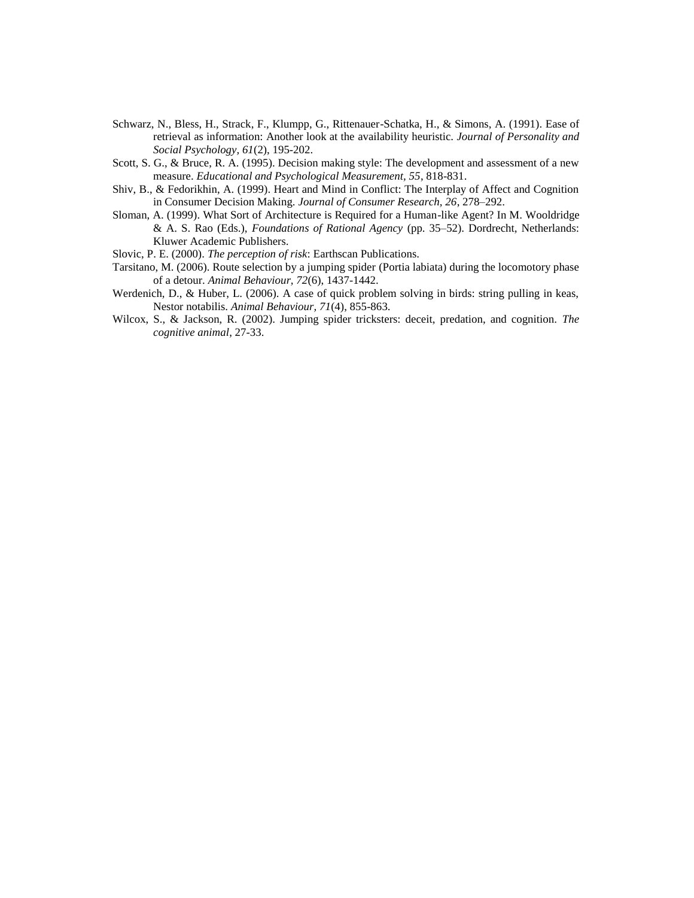Schwarz, N., Bless, H., Strack, F., Klumpp, G., Rittenauer-Schatka, H., & Simons, A. (1991). Ease of retrieval as information: Another look at the availability heuristic. *Journal of Personality and Social Psychology, 61*(2), 195-202.

Scott, S. G., & Bruce, R. A. (1995). Decision making style: The development and assessment of a new measure. *Educational and Psychological Measurement, 55*, 818-831.

Shiv, B., & Fedorikhin, A. (1999). Heart and Mind in Conflict: The Interplay of Affect and Cognition in Consumer Decision Making. *Journal of Consumer Research, 26*, 278–292.

Sloman, A. (1999). What Sort of Architecture is Required for a Human-like Agent? In M. Wooldridge & A. S. Rao (Eds.), *Foundations of Rational Agency* (pp. 35–52). Dordrecht, Netherlands: Kluwer Academic Publishers.

Slovic, P. E. (2000). *The perception of risk*: Earthscan Publications.

Tarsitano, M. (2006). Route selection by a jumping spider (Portia labiata) during the locomotory phase of a detour. *Animal Behaviour, 72*(6), 1437-1442.

Werdenich, D., & Huber, L. (2006). A case of quick problem solving in birds: string pulling in keas, Nestor notabilis. *Animal Behaviour, 71*(4), 855-863.

Wilcox, S., & Jackson, R. (2002). Jumping spider tricksters: deceit, predation, and cognition. *The cognitive animal*, 27-33.